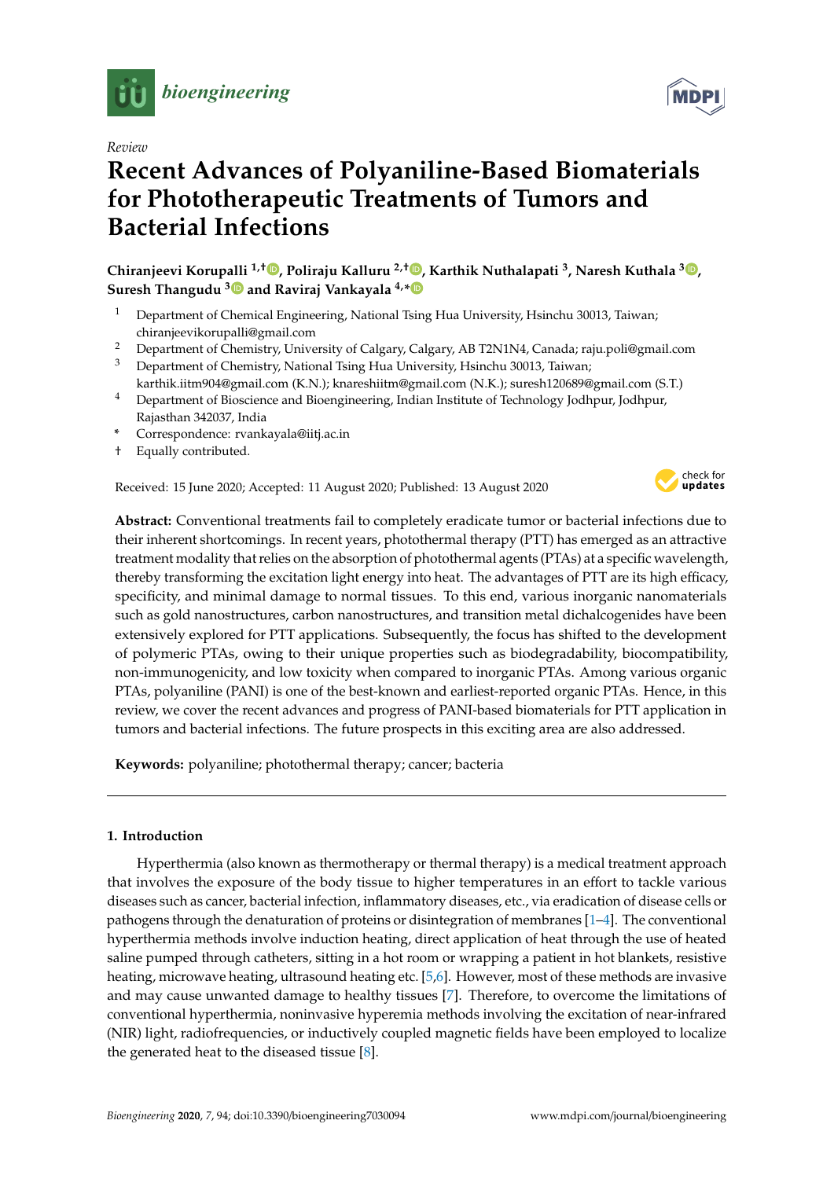*Review*

# Recent Advances of Polyaniline-Based Biomaterials for Phototherapeutic Treatments of Tumors and Bacterial Infections

**Chiranjeevi Korupalli [1,†], Poliraju Kalluru [2,†], Karthik Nuthalapati [3], Naresh Kuthala [3], Suresh Thangudu [3] and Raviraj Vankayala [4,*]**

1. Department of Chemical Engineering, National Tsing Hua University, Hsinchu 30013, Taiwan; chiranjeevikorupalli@gmail.com
2. Department of Chemistry, University of Calgary, Calgary, AB T2N1N4, Canada; raju.poli@gmail.com
3. Department of Chemistry, National Tsing Hua University, Hsinchu 30013, Taiwan; karthik.iitm904@gmail.com (K.N.); knareshiitm@gmail.com (N.K.); suresh120689@gmail.com (S.T.)
4. Department of Bioscience and Bioengineering, Indian Institute of Technology Jodhpur, Jodhpur, Rajasthan 342037, India

\* Correspondence: rvankayala@iitj.ac.in

† Equally contributed.

Received: 15 June 2020; Accepted: 11 August 2020; Published: 13 August 2020

**Abstract:** Conventional treatments fail to completely eradicate tumor or bacterial infections due to their inherent shortcomings. In recent years, photothermal therapy (PTT) has emerged as an attractive treatment modality that relies on the absorption of photothermal agents (PTAs) at a specific wavelength, thereby transforming the excitation light energy into heat. The advantages of PTT are its high efficacy, specificity, and minimal damage to normal tissues. To this end, various inorganic nanomaterials such as gold nanostructures, carbon nanostructures, and transition metal dichalcogenides have been extensively explored for PTT applications. Subsequently, the focus has shifted to the development of polymeric PTAs, owing to their unique properties such as biodegradability, biocompatibility, non-immunogenicity, and low toxicity when compared to inorganic PTAs. Among various organic PTAs, polyaniline (PANI) is one of the best-known and earliest-reported organic PTAs. Hence, in this review, we cover the recent advances and progress of PANI-based biomaterials for PTT application in tumors and bacterial infections. The future prospects in this exciting area are also addressed.

**Keywords:** polyaniline; photothermal therapy; cancer; bacteria

## 1. Introduction

Hyperthermia (also known as thermotherapy or thermal therapy) is a medical treatment approach that involves the exposure of the body tissue to higher temperatures in an effort to tackle various diseases such as cancer, bacterial infection, inflammatory diseases, etc., via eradication of disease cells or pathogens through the denaturation of proteins or disintegration of membranes [1–4]. The conventional hyperthermia methods involve induction heating, direct application of heat through the use of heated saline pumped through catheters, sitting in a hot room or wrapping a patient in hot blankets, resistive heating, microwave heating, ultrasound heating etc. [5,6]. However, most of these methods are invasive and may cause unwanted damage to healthy tissues [7]. Therefore, to overcome the limitations of conventional hyperthermia, noninvasive hyperemia methods involving the excitation of near-infrared (NIR) light, radiofrequencies, or inductively coupled magnetic fields have been employed to localize the generated heat to the diseased tissue [8].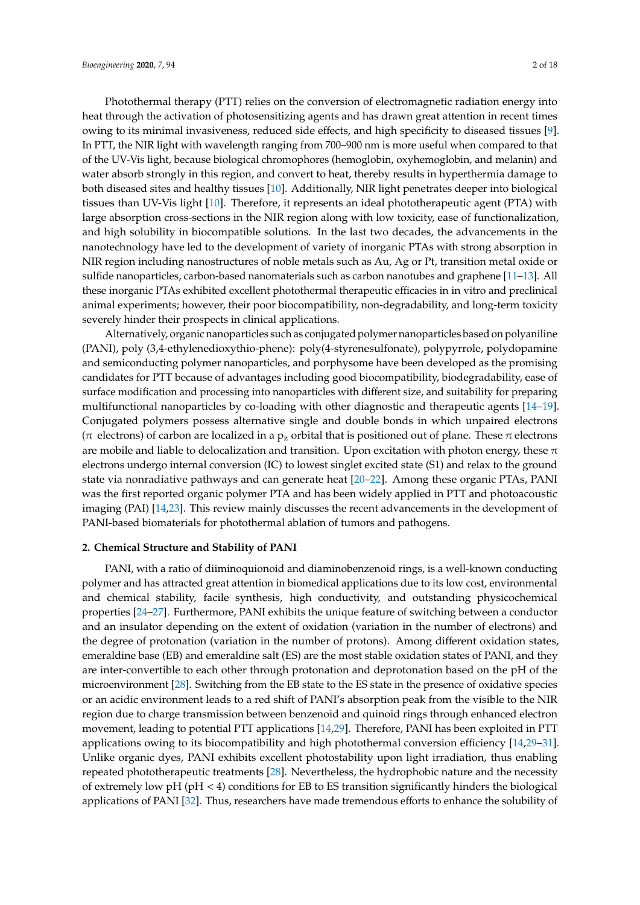Photothermal therapy (PTT) relies on the conversion of electromagnetic radiation energy into heat through the activation of photosensitizing agents and has drawn great attention in recent times owing to its minimal invasiveness, reduced side effects, and high specificity to diseased tissues [9]. In PTT, the NIR light with wavelength ranging from 700–900 nm is more useful when compared to that of the UV-Vis light, because biological chromophores (hemoglobin, oxyhemoglobin, and melanin) and water absorb strongly in this region, and convert to heat, thereby results in hyperthermia damage to both diseased sites and healthy tissues [10]. Additionally, NIR light penetrates deeper into biological tissues than UV-Vis light [10]. Therefore, it represents an ideal phototherapeutic agent (PTA) with large absorption cross-sections in the NIR region along with low toxicity, ease of functionalization, and high solubility in biocompatible solutions. In the last two decades, the advancements in the nanotechnology have led to the development of variety of inorganic PTAs with strong absorption in NIR region including nanostructures of noble metals such as Au, Ag or Pt, transition metal oxide or sulfide nanoparticles, carbon-based nanomaterials such as carbon nanotubes and graphene [11–13]. All these inorganic PTAs exhibited excellent photothermal therapeutic efficacies in in vitro and preclinical animal experiments; however, their poor biocompatibility, non-degradability, and long-term toxicity severely hinder their prospects in clinical applications.

Alternatively, organic nanoparticles such as conjugated polymer nanoparticles based on polyaniline (PANI), poly (3,4-ethylenedioxythio-phene): poly(4-styrenesulfonate), polypyrrole, polydopamine and semiconducting polymer nanoparticles, and porphysome have been developed as the promising candidates for PTT because of advantages including good biocompatibility, biodegradability, ease of surface modification and processing into nanoparticles with different size, and suitability for preparing multifunctional nanoparticles by co-loading with other diagnostic and therapeutic agents [14–19]. Conjugated polymers possess alternative single and double bonds in which unpaired electrons ($\pi$ electrons) of carbon are localized in a $p_z$ orbital that is positioned out of plane. These $\pi$ electrons are mobile and liable to delocalization and transition. Upon excitation with photon energy, these $\pi$ electrons undergo internal conversion (IC) to lowest singlet excited state (S1) and relax to the ground state via nonradiative pathways and can generate heat [20–22]. Among these organic PTAs, PANI was the first reported organic polymer PTA and has been widely applied in PTT and photoacoustic imaging (PAI) [14,23]. This review mainly discusses the recent advancements in the development of PANI-based biomaterials for photothermal ablation of tumors and pathogens.

## 2. Chemical Structure and Stability of PANI

PANI, with a ratio of diiminoquionoid and diaminobenzenoid rings, is a well-known conducting polymer and has attracted great attention in biomedical applications due to its low cost, environmental and chemical stability, facile synthesis, high conductivity, and outstanding physicochemical properties [24–27]. Furthermore, PANI exhibits the unique feature of switching between a conductor and an insulator depending on the extent of oxidation (variation in the number of electrons) and the degree of protonation (variation in the number of protons). Among different oxidation states, emeraldine base (EB) and emeraldine salt (ES) are the most stable oxidation states of PANI, and they are inter-convertible to each other through protonation and deprotonation based on the pH of the microenvironment [28]. Switching from the EB state to the ES state in the presence of oxidative species or an acidic environment leads to a red shift of PANI's absorption peak from the visible to the NIR region due to charge transmission between benzenoid and quinoid rings through enhanced electron movement, leading to potential PTT applications [14,29]. Therefore, PANI has been exploited in PTT applications owing to its biocompatibility and high photothermal conversion efficiency [14,29–31]. Unlike organic dyes, PANI exhibits excellent photostability upon light irradiation, thus enabling repeated phototherapeutic treatments [28]. Nevertheless, the hydrophobic nature and the necessity of extremely low pH (pH < 4) conditions for EB to ES transition significantly hinders the biological applications of PANI [32]. Thus, researchers have made tremendous efforts to enhance the solubility of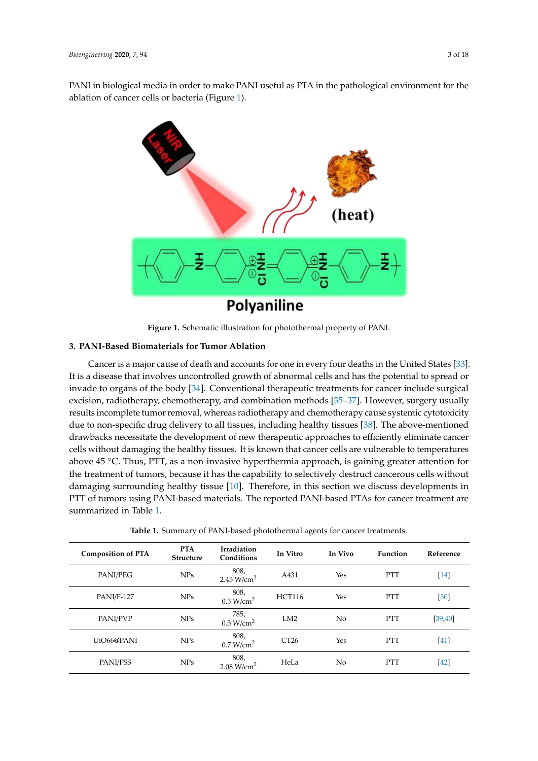PANI in biological media in order to make PANI useful as PTA in the pathological environment for the ablation of cancer cells or bacteria (Figure 1).

**Figure 1.** Schematic illustration for photothermal property of PANI.

## 3. PANI-Based Biomaterials for Tumor Ablation

Cancer is a major cause of death and accounts for one in every four deaths in the United States [33]. It is a disease that involves uncontrolled growth of abnormal cells and has the potential to spread or invade to organs of the body [34]. Conventional therapeutic treatments for cancer include surgical excision, radiotherapy, chemotherapy, and combination methods [35–37]. However, surgery usually results incomplete tumor removal, whereas radiotherapy and chemotherapy cause systemic cytotoxicity due to non-specific drug delivery to all tissues, including healthy tissues [38]. The above-mentioned drawbacks necessitate the development of new therapeutic approaches to efficiently eliminate cancer cells without damaging the healthy tissues. It is known that cancer cells are vulnerable to temperatures above 45 °C. Thus, PTT, as a non-invasive hyperthermia approach, is gaining greater attention for the treatment of tumors, because it has the capability to selectively destruct cancerous cells without damaging surrounding healthy tissue [10]. Therefore, in this section we discuss developments in PTT of tumors using PANI-based materials. The reported PANI-based PTAs for cancer treatment are summarized in Table 1.

**Table 1.** Summary of PANI-based photothermal agents for cancer treatments.

| Composition of PTA | PTA Structure | Irradiation Conditions | In Vitro | In Vivo | Function | Reference |
|---|---|---|---|---|---|---|
| PANI/PEG | NPs | 808, 2.45 W/cm$^2$ | A431 | Yes | PTT | [14] |
| PANI/F-127 | NPs | 808, 0.5 W/cm$^2$ | HCT116 | Yes | PTT | [30] |
| PANI/PVP | NPs | 785, 0.5 W/cm$^2$ | LM2 | No | PTT | [39,40] |
| UiO66@PANI | NPs | 808, 0.7 W/cm$^2$ | CT26 | Yes | PTT | [41] |
| PANI/PSS | NPs | 808, 2.08 W/cm$^2$ | HeLa | No | PTT | [42] |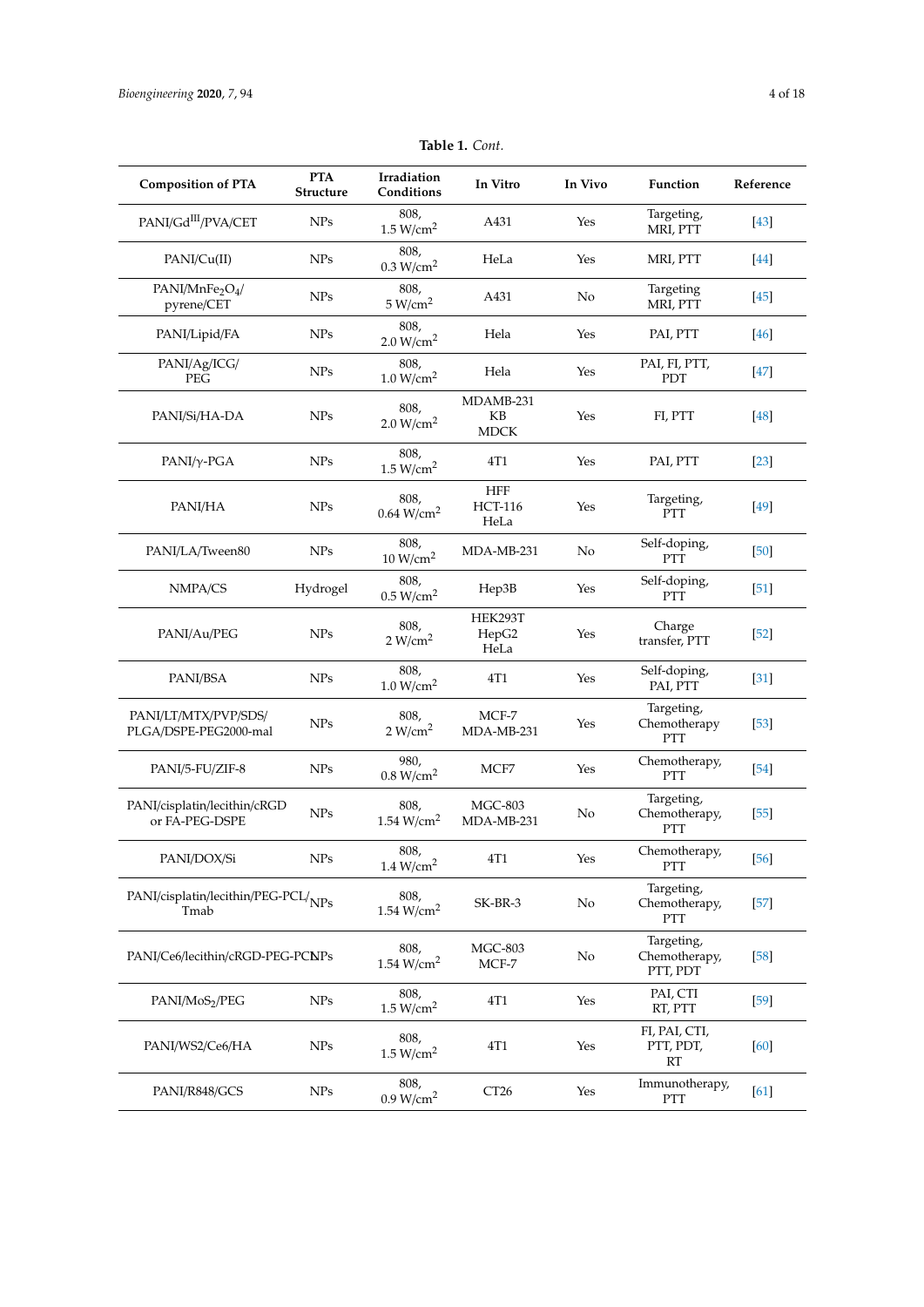**Table 1.** *Cont.*

| Composition of PTA | PTA Structure | Irradiation Conditions | In Vitro | In Vivo | Function | Reference |
|---|---|---|---|---|---|---|
| PANI/$Gd^{III}$/PVA/CET | NPs | 808, 1.5 W/$cm^2$ | A431 | Yes | Targeting, MRI, PTT | [43] |
| PANI/Cu(II) | NPs | 808, 0.3 W/$cm^2$ | HeLa | Yes | MRI, PTT | [44] |
| PANI/$MnFe_2O_4$/pyrene/CET | NPs | 808, 5 W/$cm^2$ | A431 | No | Targeting MRI, PTT | [45] |
| PANI/Lipid/FA | NPs | 808, 2.0 W/$cm^2$ | Hela | Yes | PAI, PTT | [46] |
| PANI/Ag/ICG/PEG | NPs | 808, 1.0 W/$cm^2$ | Hela | Yes | PAI, FI, PTT, PDT | [47] |
| PANI/Si/HA-DA | NPs | 808, 2.0 W/$cm^2$ | MDAMB-231 KB MDCK | Yes | FI, PTT | [48] |
| PANI/γ-PGA | NPs | 808, 1.5 W/$cm^2$ | 4T1 | Yes | PAI, PTT | [23] |
| PANI/HA | NPs | 808, 0.64 W/$cm^2$ | HFF HCT-116 HeLa | Yes | Targeting, PTT | [49] |
| PANI/LA/Tween80 | NPs | 808, 10 W/$cm^2$ | MDA-MB-231 | No | Self-doping, PTT | [50] |
| NMPA/CS | Hydrogel | 808, 0.5 W/$cm^2$ | Hep3B | Yes | Self-doping, PTT | [51] |
| PANI/Au/PEG | NPs | 808, 2 W/$cm^2$ | HEK293T HepG2 HeLa | Yes | Charge transfer, PTT | [52] |
| PANI/BSA | NPs | 808, 1.0 W/$cm^2$ | 4T1 | Yes | Self-doping, PAI, PTT | [31] |
| PANI/LT/MTX/PVP/SDS/PLGA/DSPE-PEG2000-mal | NPs | 808, 2 W/$cm^2$ | MCF-7 MDA-MB-231 | Yes | Targeting, Chemotherapy PTT | [53] |
| PANI/5-FU/ZIF-8 | NPs | 980, 0.8 W/$cm^2$ | MCF7 | Yes | Chemotherapy, PTT | [54] |
| PANI/cisplatin/lecithin/cRGD or FA-PEG-DSPE | NPs | 808, 1.54 W/$cm^2$ | MGC-803 MDA-MB-231 | No | Targeting, Chemotherapy, PTT | [55] |
| PANI/DOX/Si | NPs | 808, 1.4 W/$cm^2$ | 4T1 | Yes | Chemotherapy, PTT | [56] |
| PANI/cisplatin/lecithin/PEG-PCL/Tmab | NPs | 808, 1.54 W/$cm^2$ | SK-BR-3 | No | Targeting, Chemotherapy, PTT | [57] |
| PANI/Ce6/lecithin/cRGD-PEG-PCL | NPs | 808, 1.54 W/$cm^2$ | MGC-803 MCF-7 | No | Targeting, Chemotherapy, PTT, PDT | [58] |
| PANI/$MoS_2$/PEG | NPs | 808, 1.5 W/$cm^2$ | 4T1 | Yes | PAI, CTI RT, PTT | [59] |
| PANI/WS2/Ce6/HA | NPs | 808, 1.5 W/$cm^2$ | 4T1 | Yes | FI, PAI, CTI, PTT, PDT, RT | [60] |
| PANI/R848/GCS | NPs | 808, 0.9 W/$cm^2$ | CT26 | Yes | Immunotherapy, PTT | [61] |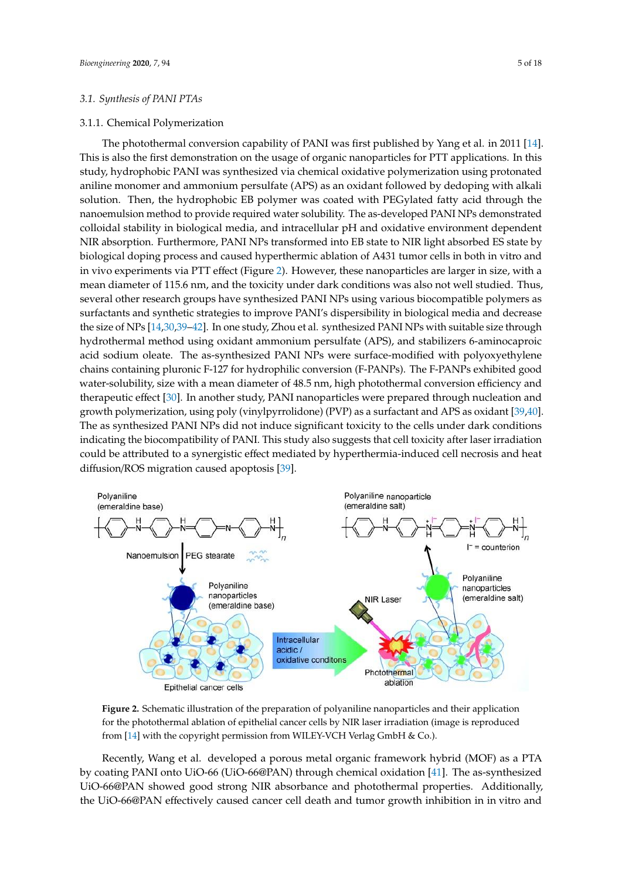### 3.1. Synthesis of PANI PTAs

#### 3.1.1. Chemical Polymerization

The photothermal conversion capability of PANI was first published by Yang et al. in 2011 [14]. This is also the first demonstration on the usage of organic nanoparticles for PTT applications. In this study, hydrophobic PANI was synthesized via chemical oxidative polymerization using protonated aniline monomer and ammonium persulfate (APS) as an oxidant followed by dedoping with alkali solution. Then, the hydrophobic EB polymer was coated with PEGylated fatty acid through the nanoemulsion method to provide required water solubility. The as-developed PANI NPs demonstrated colloidal stability in biological media, and intracellular pH and oxidative environment dependent NIR absorption. Furthermore, PANI NPs transformed into EB state to NIR light absorbed ES state by biological doping process and caused hyperthermic ablation of A431 tumor cells in both in vitro and in vivo experiments via PTT effect (Figure 2). However, these nanoparticles are larger in size, with a mean diameter of 115.6 nm, and the toxicity under dark conditions was also not well studied. Thus, several other research groups have synthesized PANI NPs using various biocompatible polymers as surfactants and synthetic strategies to improve PANI's dispersibility in biological media and decrease the size of NPs [14,30,39–42]. In one study, Zhou et al. synthesized PANI NPs with suitable size through hydrothermal method using oxidant ammonium persulfate (APS), and stabilizers 6-aminocaproic acid sodium oleate. The as-synthesized PANI NPs were surface-modified with polyoxyethylene chains containing pluronic F-127 for hydrophilic conversion (F-PANPs). The F-PANPs exhibited good water-solubility, size with a mean diameter of 48.5 nm, high photothermal conversion efficiency and therapeutic effect [30]. In another study, PANI nanoparticles were prepared through nucleation and growth polymerization, using poly (vinylpyrrolidone) (PVP) as a surfactant and APS as oxidant [39,40]. The as synthesized PANI NPs did not induce significant toxicity to the cells under dark conditions indicating the biocompatibility of PANI. This study also suggests that cell toxicity after laser irradiation could be attributed to a synergistic effect mediated by hyperthermia-induced cell necrosis and heat diffusion/ROS migration caused apoptosis [39].

**Figure 2.** Schematic illustration of the preparation of polyaniline nanoparticles and their application for the photothermal ablation of epithelial cancer cells by NIR laser irradiation (image is reproduced from [14] with the copyright permission from WILEY-VCH Verlag GmbH & Co.).

Recently, Wang et al. developed a porous metal organic framework hybrid (MOF) as a PTA by coating PANI onto UiO-66 (UiO-66@PAN) through chemical oxidation [41]. The as-synthesized UiO-66@PAN showed good strong NIR absorbance and photothermal properties. Additionally, the UiO-66@PAN effectively caused cancer cell death and tumor growth inhibition in in vitro and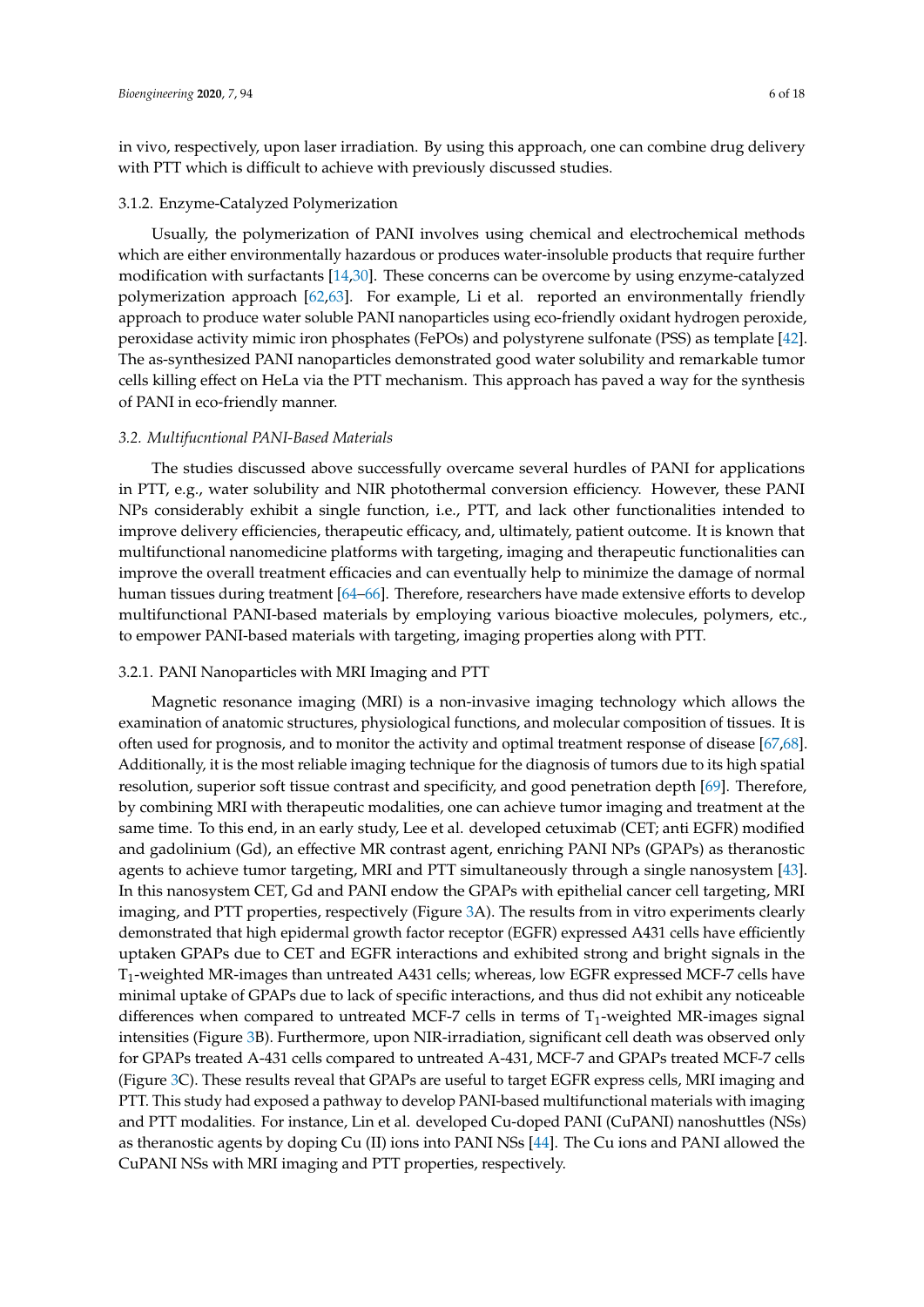in vivo, respectively, upon laser irradiation. By using this approach, one can combine drug delivery with PTT which is difficult to achieve with previously discussed studies.

#### 3.1.2. Enzyme-Catalyzed Polymerization

Usually, the polymerization of PANI involves using chemical and electrochemical methods which are either environmentally hazardous or produces water-insoluble products that require further modification with surfactants [14,30]. These concerns can be overcome by using enzyme-catalyzed polymerization approach [62,63]. For example, Li et al. reported an environmentally friendly approach to produce water soluble PANI nanoparticles using eco-friendly oxidant hydrogen peroxide, peroxidase activity mimic iron phosphates (FePOs) and polystyrene sulfonate (PSS) as template [42]. The as-synthesized PANI nanoparticles demonstrated good water solubility and remarkable tumor cells killing effect on HeLa via the PTT mechanism. This approach has paved a way for the synthesis of PANI in eco-friendly manner.

### *3.2. Multifucntional PANI-Based Materials*

The studies discussed above successfully overcame several hurdles of PANI for applications in PTT, e.g., water solubility and NIR photothermal conversion efficiency. However, these PANI NPs considerably exhibit a single function, i.e., PTT, and lack other functionalities intended to improve delivery efficiencies, therapeutic efficacy, and, ultimately, patient outcome. It is known that multifunctional nanomedicine platforms with targeting, imaging and therapeutic functionalities can improve the overall treatment efficacies and can eventually help to minimize the damage of normal human tissues during treatment [64–66]. Therefore, researchers have made extensive efforts to develop multifunctional PANI-based materials by employing various bioactive molecules, polymers, etc., to empower PANI-based materials with targeting, imaging properties along with PTT.

#### 3.2.1. PANI Nanoparticles with MRI Imaging and PTT

Magnetic resonance imaging (MRI) is a non-invasive imaging technology which allows the examination of anatomic structures, physiological functions, and molecular composition of tissues. It is often used for prognosis, and to monitor the activity and optimal treatment response of disease [67,68]. Additionally, it is the most reliable imaging technique for the diagnosis of tumors due to its high spatial resolution, superior soft tissue contrast and specificity, and good penetration depth [69]. Therefore, by combining MRI with therapeutic modalities, one can achieve tumor imaging and treatment at the same time. To this end, in an early study, Lee et al. developed cetuximab (CET; anti EGFR) modified and gadolinium (Gd), an effective MR contrast agent, enriching PANI NPs (GPAPs) as theranostic agents to achieve tumor targeting, MRI and PTT simultaneously through a single nanosystem [43]. In this nanosystem CET, Gd and PANI endow the GPAPs with epithelial cancer cell targeting, MRI imaging, and PTT properties, respectively (Figure 3A). The results from in vitro experiments clearly demonstrated that high epidermal growth factor receptor (EGFR) expressed A431 cells have efficiently uptaken GPAPs due to CET and EGFR interactions and exhibited strong and bright signals in the $T_1$-weighted MR-images than untreated A431 cells; whereas, low EGFR expressed MCF-7 cells have minimal uptake of GPAPs due to lack of specific interactions, and thus did not exhibit any noticeable differences when compared to untreated MCF-7 cells in terms of $T_1$-weighted MR-images signal intensities (Figure 3B). Furthermore, upon NIR-irradiation, significant cell death was observed only for GPAPs treated A-431 cells compared to untreated A-431, MCF-7 and GPAPs treated MCF-7 cells (Figure 3C). These results reveal that GPAPs are useful to target EGFR express cells, MRI imaging and PTT. This study had exposed a pathway to develop PANI-based multifunctional materials with imaging and PTT modalities. For instance, Lin et al. developed Cu-doped PANI (CuPANI) nanoshuttles (NSs) as theranostic agents by doping Cu (II) ions into PANI NSs [44]. The Cu ions and PANI allowed the CuPANI NSs with MRI imaging and PTT properties, respectively.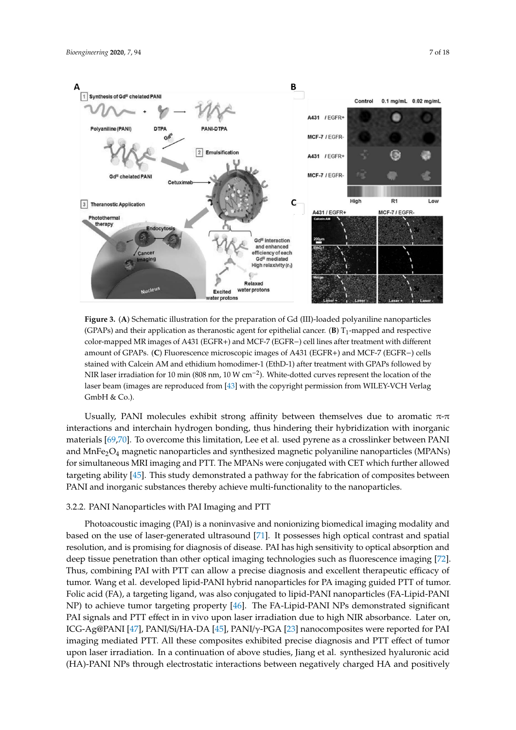**Figure 3.** (**A**) Schematic illustration for the preparation of Gd (III)-loaded polyaniline nanoparticles (GPAPs) and their application as theranostic agent for epithelial cancer. (**B**) $T_1$-mapped and respective color-mapped MR images of A431 (EGFR+) and MCF-7 (EGFR−) cell lines after treatment with different amount of GPAPs. (**C**) Fluorescence microscopic images of A431 (EGFR+) and MCF-7 (EGFR−) cells stained with Calcein AM and ethidium homodimer-1 (EthD-1) after treatment with GPAPs followed by NIR laser irradiation for 10 min (808 nm, 10 W $cm^{-2}$). White-dotted curves represent the location of the laser beam (images are reproduced from [43] with the copyright permission from WILEY-VCH Verlag GmbH & Co.).

Usually, PANI molecules exhibit strong affinity between themselves due to aromatic π-π interactions and interchain hydrogen bonding, thus hindering their hybridization with inorganic materials [69,70]. To overcome this limitation, Lee et al. used pyrene as a crosslinker between PANI and $MnFe_2O_4$ magnetic nanoparticles and synthesized magnetic polyaniline nanoparticles (MPANs) for simultaneous MRI imaging and PTT. The MPANs were conjugated with CET which further allowed targeting ability [45]. This study demonstrated a pathway for the fabrication of composites between PANI and inorganic substances thereby achieve multi-functionality to the nanoparticles.

### 3.2.2. PANI Nanoparticles with PAI Imaging and PTT

Photoacoustic imaging (PAI) is a noninvasive and nonionizing biomedical imaging modality and based on the use of laser-generated ultrasound [71]. It possesses high optical contrast and spatial resolution, and is promising for diagnosis of disease. PAI has high sensitivity to optical absorption and deep tissue penetration than other optical imaging technologies such as fluorescence imaging [72]. Thus, combining PAI with PTT can allow a precise diagnosis and excellent therapeutic efficacy of tumor. Wang et al. developed lipid-PANI hybrid nanoparticles for PA imaging guided PTT of tumor. Folic acid (FA), a targeting ligand, was also conjugated to lipid-PANI nanoparticles (FA-Lipid-PANI NP) to achieve tumor targeting property [46]. The FA-Lipid-PANI NPs demonstrated significant PAI signals and PTT effect in in vivo upon laser irradiation due to high NIR absorbance. Later on, ICG-Ag@PANI [47], PANI/Si/HA-DA [45], PANI/γ-PGA [23] nanocomposites were reported for PAI imaging mediated PTT. All these composites exhibited precise diagnosis and PTT effect of tumor upon laser irradiation. In a continuation of above studies, Jiang et al. synthesized hyaluronic acid (HA)-PANI NPs through electrostatic interactions between negatively charged HA and positively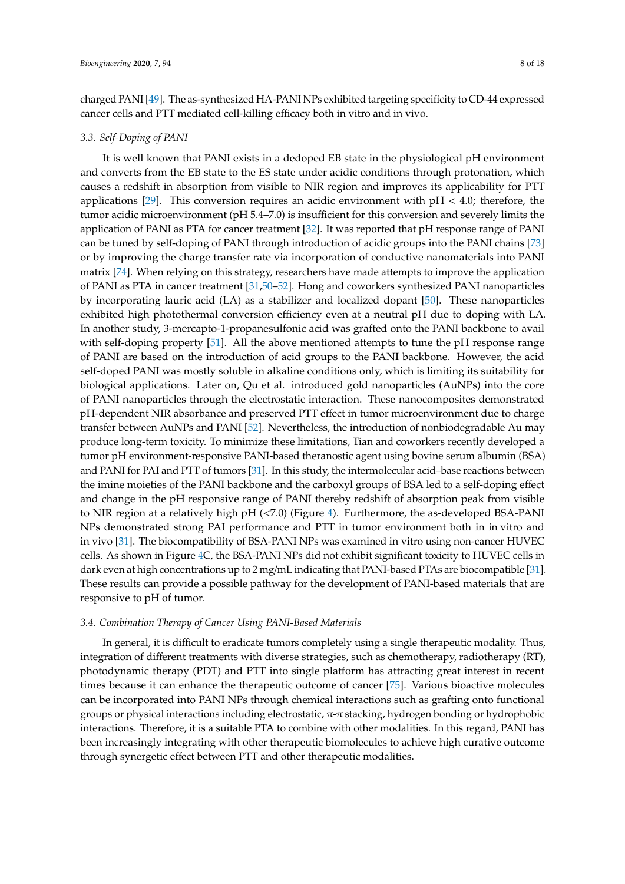charged PANI [49]. The as-synthesized HA-PANI NPs exhibited targeting specificity to CD-44 expressed cancer cells and PTT mediated cell-killing efficacy both in vitro and in vivo.

### 3.3. Self-Doping of PANI

It is well known that PANI exists in a dedoped EB state in the physiological pH environment and converts from the EB state to the ES state under acidic conditions through protonation, which causes a redshift in absorption from visible to NIR region and improves its applicability for PTT applications [29]. This conversion requires an acidic environment with pH < 4.0; therefore, the tumor acidic microenvironment (pH 5.4–7.0) is insufficient for this conversion and severely limits the application of PANI as PTA for cancer treatment [32]. It was reported that pH response range of PANI can be tuned by self-doping of PANI through introduction of acidic groups into the PANI chains [73] or by improving the charge transfer rate via incorporation of conductive nanomaterials into PANI matrix [74]. When relying on this strategy, researchers have made attempts to improve the application of PANI as PTA in cancer treatment [31,50–52]. Hong and coworkers synthesized PANI nanoparticles by incorporating lauric acid (LA) as a stabilizer and localized dopant [50]. These nanoparticles exhibited high photothermal conversion efficiency even at a neutral pH due to doping with LA. In another study, 3-mercapto-1-propanesulfonic acid was grafted onto the PANI backbone to avail with self-doping property [51]. All the above mentioned attempts to tune the pH response range of PANI are based on the introduction of acid groups to the PANI backbone. However, the acid self-doped PANI was mostly soluble in alkaline conditions only, which is limiting its suitability for biological applications. Later on, Qu et al. introduced gold nanoparticles (AuNPs) into the core of PANI nanoparticles through the electrostatic interaction. These nanocomposites demonstrated pH-dependent NIR absorbance and preserved PTT effect in tumor microenvironment due to charge transfer between AuNPs and PANI [52]. Nevertheless, the introduction of nonbiodegradable Au may produce long-term toxicity. To minimize these limitations, Tian and coworkers recently developed a tumor pH environment-responsive PANI-based theranostic agent using bovine serum albumin (BSA) and PANI for PAI and PTT of tumors [31]. In this study, the intermolecular acid–base reactions between the imine moieties of the PANI backbone and the carboxyl groups of BSA led to a self-doping effect and change in the pH responsive range of PANI thereby redshift of absorption peak from visible to NIR region at a relatively high pH (<7.0) (Figure 4). Furthermore, the as-developed BSA-PANI NPs demonstrated strong PAI performance and PTT in tumor environment both in in vitro and in vivo [31]. The biocompatibility of BSA-PANI NPs was examined in vitro using non-cancer HUVEC cells. As shown in Figure 4C, the BSA-PANI NPs did not exhibit significant toxicity to HUVEC cells in dark even at high concentrations up to 2 mg/mL indicating that PANI-based PTAs are biocompatible [31]. These results can provide a possible pathway for the development of PANI-based materials that are responsive to pH of tumor.

### 3.4. Combination Therapy of Cancer Using PANI-Based Materials

In general, it is difficult to eradicate tumors completely using a single therapeutic modality. Thus, integration of different treatments with diverse strategies, such as chemotherapy, radiotherapy (RT), photodynamic therapy (PDT) and PTT into single platform has attracting great interest in recent times because it can enhance the therapeutic outcome of cancer [75]. Various bioactive molecules can be incorporated into PANI NPs through chemical interactions such as grafting onto functional groups or physical interactions including electrostatic, π-π stacking, hydrogen bonding or hydrophobic interactions. Therefore, it is a suitable PTA to combine with other modalities. In this regard, PANI has been increasingly integrating with other therapeutic biomolecules to achieve high curative outcome through synergetic effect between PTT and other therapeutic modalities.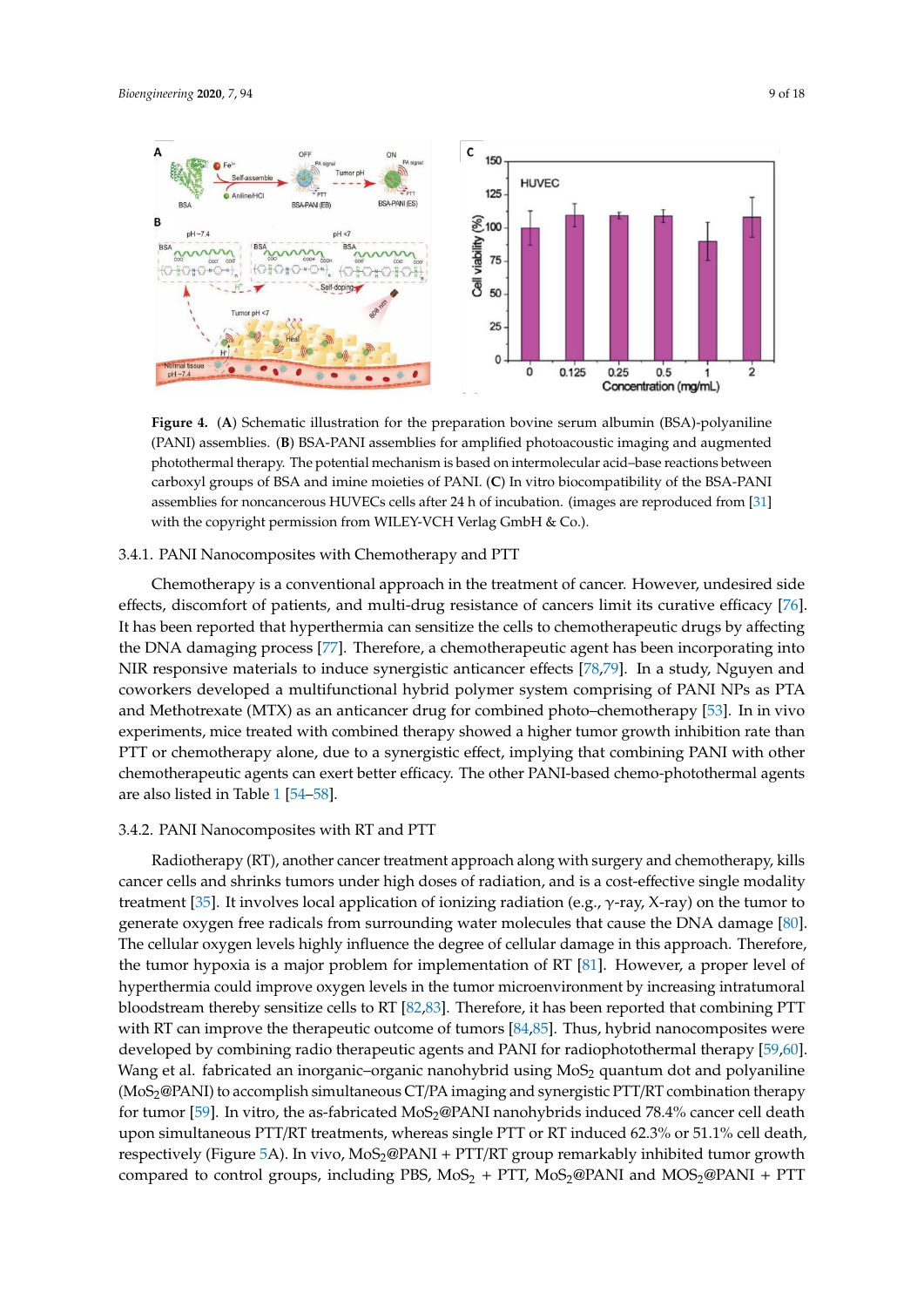**Figure 4.** (**A**) Schematic illustration for the preparation bovine serum albumin (BSA)-polyaniline (PANI) assemblies. (**B**) BSA-PANI assemblies for amplified photoacoustic imaging and augmented photothermal therapy. The potential mechanism is based on intermolecular acid–base reactions between carboxyl groups of BSA and imine moieties of PANI. (**C**) In vitro biocompatibility of the BSA-PANI assemblies for noncancerous HUVECs cells after 24 h of incubation. (images are reproduced from [31] with the copyright permission from WILEY-VCH Verlag GmbH & Co.).

### 3.4.1. PANI Nanocomposites with Chemotherapy and PTT

Chemotherapy is a conventional approach in the treatment of cancer. However, undesired side effects, discomfort of patients, and multi-drug resistance of cancers limit its curative efficacy [76]. It has been reported that hyperthermia can sensitize the cells to chemotherapeutic drugs by affecting the DNA damaging process [77]. Therefore, a chemotherapeutic agent has been incorporating into NIR responsive materials to induce synergistic anticancer effects [78,79]. In a study, Nguyen and coworkers developed a multifunctional hybrid polymer system comprising of PANI NPs as PTA and Methotrexate (MTX) as an anticancer drug for combined photo–chemotherapy [53]. In in vivo experiments, mice treated with combined therapy showed a higher tumor growth inhibition rate than PTT or chemotherapy alone, due to a synergistic effect, implying that combining PANI with other chemotherapeutic agents can exert better efficacy. The other PANI-based chemo-photothermal agents are also listed in Table 1 [54–58].

### 3.4.2. PANI Nanocomposites with RT and PTT

Radiotherapy (RT), another cancer treatment approach along with surgery and chemotherapy, kills cancer cells and shrinks tumors under high doses of radiation, and is a cost-effective single modality treatment [35]. It involves local application of ionizing radiation (e.g., γ-ray, X-ray) on the tumor to generate oxygen free radicals from surrounding water molecules that cause the DNA damage [80]. The cellular oxygen levels highly influence the degree of cellular damage in this approach. Therefore, the tumor hypoxia is a major problem for implementation of RT [81]. However, a proper level of hyperthermia could improve oxygen levels in the tumor microenvironment by increasing intratumoral bloodstream thereby sensitize cells to RT [82,83]. Therefore, it has been reported that combining PTT with RT can improve the therapeutic outcome of tumors [84,85]. Thus, hybrid nanocomposites were developed by combining radio therapeutic agents and PANI for radiophotothermal therapy [59,60]. Wang et al. fabricated an inorganic–organic nanohybrid using $MoS_2$ quantum dot and polyaniline ($MoS_2$@PANI) to accomplish simultaneous CT/PA imaging and synergistic PTT/RT combination therapy for tumor [59]. In vitro, the as-fabricated $MoS_2$@PANI nanohybrids induced 78.4% cancer cell death upon simultaneous PTT/RT treatments, whereas single PTT or RT induced 62.3% or 51.1% cell death, respectively (Figure 5A). In vivo, $MoS_2$@PANI + PTT/RT group remarkably inhibited tumor growth compared to control groups, including PBS, $MoS_2$ + PTT, $MoS_2$@PANI and $MOS_2$@PANI + PTT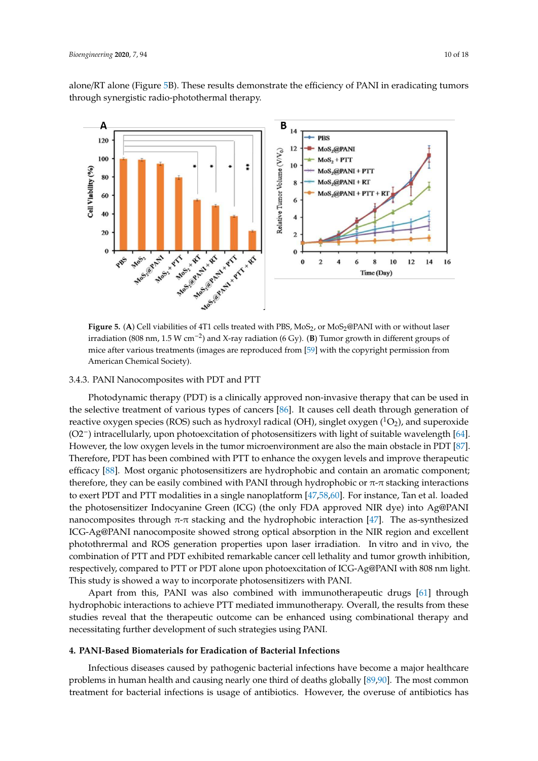alone/RT alone (Figure 5B). These results demonstrate the efficiency of PANI in eradicating tumors through synergistic radio-photothermal therapy.

**Figure 5.** (**A**) Cell viabilities of 4T1 cells treated with PBS, $MoS_2$, or $MoS_2$@PANI with or without laser irradiation (808 nm, 1.5 W $cm^{-2}$) and X-ray radiation (6 Gy). (**B**) Tumor growth in different groups of mice after various treatments (images are reproduced from [59] with the copyright permission from American Chemical Society).

### 3.4.3. PANI Nanocomposites with PDT and PTT

Photodynamic therapy (PDT) is a clinically approved non-invasive therapy that can be used in the selective treatment of various types of cancers [86]. It causes cell death through generation of reactive oxygen species (ROS) such as hydroxyl radical (OH), singlet oxygen ($^1O_2$), and superoxide ($O2^-$) intracellularly, upon photoexcitation of photosensitizers with light of suitable wavelength [64]. However, the low oxygen levels in the tumor microenvironment are also the main obstacle in PDT [87]. Therefore, PDT has been combined with PTT to enhance the oxygen levels and improve therapeutic efficacy [88]. Most organic photosensitizers are hydrophobic and contain an aromatic component; therefore, they can be easily combined with PANI through hydrophobic or π-π stacking interactions to exert PDT and PTT modalities in a single nanoplatform [47,58,60]. For instance, Tan et al. loaded the photosensitizer Indocyanine Green (ICG) (the only FDA approved NIR dye) into Ag@PANI nanocomposites through π-π stacking and the hydrophobic interaction [47]. The as-synthesized ICG-Ag@PANI nanocomposite showed strong optical absorption in the NIR region and excellent photothermal and ROS generation properties upon laser irradiation. In vitro and in vivo, the combination of PTT and PDT exhibited remarkable cancer cell lethality and tumor growth inhibition, respectively, compared to PTT or PDT alone upon photoexcitation of ICG-Ag@PANI with 808 nm light. This study is showed a way to incorporate photosensitizers with PANI.

Apart from this, PANI was also combined with immunotherapeutic drugs [61] through hydrophobic interactions to achieve PTT mediated immunotherapy. Overall, the results from these studies reveal that the therapeutic outcome can be enhanced using combinational therapy and necessitating further development of such strategies using PANI.

## 4. PANI-Based Biomaterials for Eradication of Bacterial Infections

Infectious diseases caused by pathogenic bacterial infections have become a major healthcare problems in human health and causing nearly one third of deaths globally [89,90]. The most common treatment for bacterial infections is usage of antibiotics. However, the overuse of antibiotics has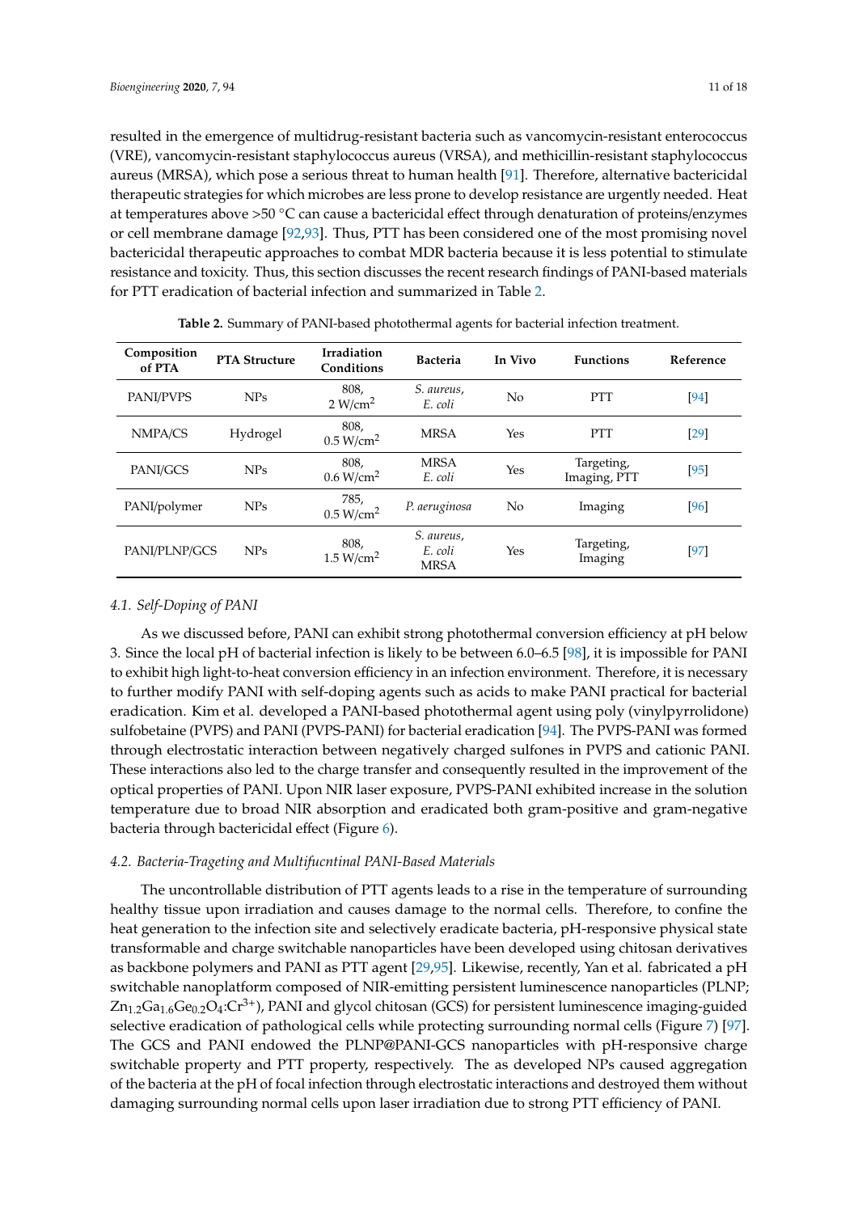resulted in the emergence of multidrug-resistant bacteria such as vancomycin-resistant enterococcus (VRE), vancomycin-resistant staphylococcus aureus (VRSA), and methicillin-resistant staphylococcus aureus (MRSA), which pose a serious threat to human health [91]. Therefore, alternative bactericidal therapeutic strategies for which microbes are less prone to develop resistance are urgently needed. Heat at temperatures above >50 °C can cause a bactericidal effect through denaturation of proteins/enzymes or cell membrane damage [92,93]. Thus, PTT has been considered one of the most promising novel bactericidal therapeutic approaches to combat MDR bacteria because it is less potential to stimulate resistance and toxicity. Thus, this section discusses the recent research findings of PANI-based materials for PTT eradication of bacterial infection and summarized in Table 2.

**Table 2.** Summary of PANI-based photothermal agents for bacterial infection treatment.

| Composition of PTA | PTA Structure | Irradiation Conditions | Bacteria | In Vivo | Functions | Reference |
|---|---|---|---|---|---|---|
| PANI/PVPS | NPs | 808, 2 W/cm$^2$ | *S. aureus*, *E. coli* | No | PTT | [94] |
| NMPA/CS | Hydrogel | 808, 0.5 W/cm$^2$ | MRSA | Yes | PTT | [29] |
| PANI/GCS | NPs | 808, 0.6 W/cm$^2$ | MRSA *E. coli* | Yes | Targeting, Imaging, PTT | [95] |
| PANI/polymer | NPs | 785, 0.5 W/cm$^2$ | *P. aeruginosa* | No | Imaging | [96] |
| PANI/PLNP/GCS | NPs | 808, 1.5 W/cm$^2$ | *S. aureus*, *E. coli* MRSA | Yes | Targeting, Imaging | [97] |

### 4.1. Self-Doping of PANI

As we discussed before, PANI can exhibit strong photothermal conversion efficiency at pH below 3. Since the local pH of bacterial infection is likely to be between 6.0–6.5 [98], it is impossible for PANI to exhibit high light-to-heat conversion efficiency in an infection environment. Therefore, it is necessary to further modify PANI with self-doping agents such as acids to make PANI practical for bacterial eradication. Kim et al. developed a PANI-based photothermal agent using poly (vinylpyrrolidone) sulfobetaine (PVPS) and PANI (PVPS-PANI) for bacterial eradication [94]. The PVPS-PANI was formed through electrostatic interaction between negatively charged sulfones in PVPS and cationic PANI. These interactions also led to the charge transfer and consequently resulted in the improvement of the optical properties of PANI. Upon NIR laser exposure, PVPS-PANI exhibited increase in the solution temperature due to broad NIR absorption and eradicated both gram-positive and gram-negative bacteria through bactericidal effect (Figure 6).

### 4.2. Bacteria-Trageting and Multifucntinal PANI-Based Materials

The uncontrollable distribution of PTT agents leads to a rise in the temperature of surrounding healthy tissue upon irradiation and causes damage to the normal cells. Therefore, to confine the heat generation to the infection site and selectively eradicate bacteria, pH-responsive physical state transformable and charge switchable nanoparticles have been developed using chitosan derivatives as backbone polymers and PANI as PTT agent [29,95]. Likewise, recently, Yan et al. fabricated a pH switchable nanoplatform composed of NIR-emitting persistent luminescence nanoparticles (PLNP; $Zn_{1.2}Ga_{1.6}Ge_{0.2}O_4$:$Cr^{3+}$), PANI and glycol chitosan (GCS) for persistent luminescence imaging-guided selective eradication of pathological cells while protecting surrounding normal cells (Figure 7) [97]. The GCS and PANI endowed the PLNP@PANI-GCS nanoparticles with pH-responsive charge switchable property and PTT property, respectively. The as developed NPs caused aggregation of the bacteria at the pH of focal infection through electrostatic interactions and destroyed them without damaging surrounding normal cells upon laser irradiation due to strong PTT efficiency of PANI.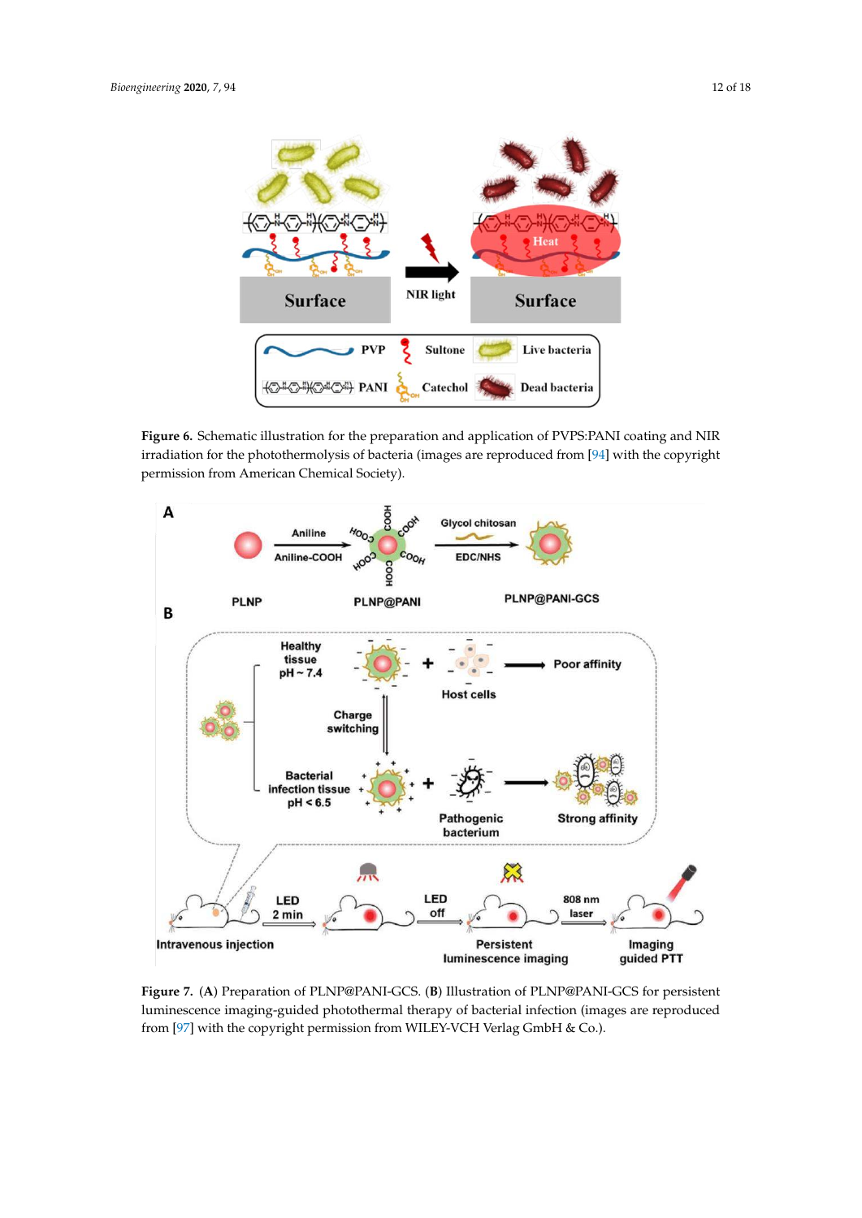**Figure 6.** Schematic illustration for the preparation and application of PVPS:PANI coating and NIR irradiation for the photothermolysis of bacteria (images are reproduced from [94] with the copyright permission from American Chemical Society).

**Figure 7.** (**A**) Preparation of PLNP@PANI-GCS. (**B**) Illustration of PLNP@PANI-GCS for persistent luminescence imaging-guided photothermal therapy of bacterial infection (images are reproduced from [97] with the copyright permission from WILEY-VCH Verlag GmbH & Co.).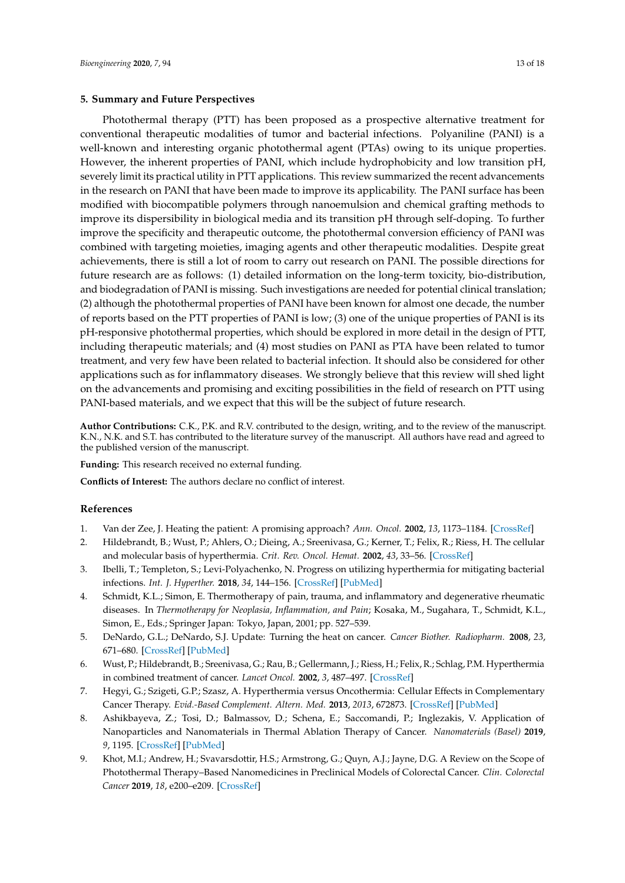## 5. Summary and Future Perspectives

Photothermal therapy (PTT) has been proposed as a prospective alternative treatment for conventional therapeutic modalities of tumor and bacterial infections. Polyaniline (PANI) is a well-known and interesting organic photothermal agent (PTAs) owing to its unique properties. However, the inherent properties of PANI, which include hydrophobicity and low transition pH, severely limit its practical utility in PTT applications. This review summarized the recent advancements in the research on PANI that have been made to improve its applicability. The PANI surface has been modified with biocompatible polymers through nanoemulsion and chemical grafting methods to improve its dispersibility in biological media and its transition pH through self-doping. To further improve the specificity and therapeutic outcome, the photothermal conversion efficiency of PANI was combined with targeting moieties, imaging agents and other therapeutic modalities. Despite great achievements, there is still a lot of room to carry out research on PANI. The possible directions for future research are as follows: (1) detailed information on the long-term toxicity, bio-distribution, and biodegradation of PANI is missing. Such investigations are needed for potential clinical translation; (2) although the photothermal properties of PANI have been known for almost one decade, the number of reports based on the PTT properties of PANI is low; (3) one of the unique properties of PANI is its pH-responsive photothermal properties, which should be explored in more detail in the design of PTT, including therapeutic materials; and (4) most studies on PANI as PTA have been related to tumor treatment, and very few have been related to bacterial infection. It should also be considered for other applications such as for inflammatory diseases. We strongly believe that this review will shed light on the advancements and promising and exciting possibilities in the field of research on PTT using PANI-based materials, and we expect that this will be the subject of future research.

**Author Contributions:** C.K., P.K. and R.V. contributed to the design, writing, and to the review of the manuscript. K.N., N.K. and S.T. has contributed to the literature survey of the manuscript. All authors have read and agreed to the published version of the manuscript.

**Funding:** This research received no external funding.

**Conflicts of Interest:** The authors declare no conflict of interest.

## References

1. Van der Zee, J. Heating the patient: A promising approach? *Ann. Oncol.* **2002**, *13*, 1173–1184. [CrossRef]
2. Hildebrandt, B.; Wust, P.; Ahlers, O.; Dieing, A.; Sreenivasa, G.; Kerner, T.; Felix, R.; Riess, H. The cellular and molecular basis of hyperthermia. *Crit. Rev. Oncol. Hemat.* **2002**, *43*, 33–56. [CrossRef]
3. Ibelli, T.; Templeton, S.; Levi-Polyachenko, N. Progress on utilizing hyperthermia for mitigating bacterial infections. *Int. J. Hyperther.* **2018**, *34*, 144–156. [CrossRef] [PubMed]
4. Schmidt, K.L.; Simon, E. Thermotherapy of pain, trauma, and inflammatory and degenerative rheumatic diseases. In *Thermotherapy for Neoplasia, Inflammation, and Pain*; Kosaka, M., Sugahara, T., Schmidt, K.L., Simon, E., Eds.; Springer Japan: Tokyo, Japan, 2001; pp. 527–539.
5. DeNardo, G.L.; DeNardo, S.J. Update: Turning the heat on cancer. *Cancer Biother. Radiopharm.* **2008**, *23*, 671–680. [CrossRef] [PubMed]
6. Wust, P.; Hildebrandt, B.; Sreenivasa, G.; Rau, B.; Gellermann, J.; Riess, H.; Felix, R.; Schlag, P.M. Hyperthermia in combined treatment of cancer. *Lancet Oncol.* **2002**, *3*, 487–497. [CrossRef]
7. Hegyi, G.; Szigeti, G.P.; Szasz, A. Hyperthermia versus Oncothermia: Cellular Effects in Complementary Cancer Therapy. *Evid.-Based Complement. Altern. Med.* **2013**, *2013*, 672873. [CrossRef] [PubMed]
8. Ashikbayeva, Z.; Tosi, D.; Balmassov, D.; Schena, E.; Saccomandi, P.; Inglezakis, V. Application of Nanoparticles and Nanomaterials in Thermal Ablation Therapy of Cancer. *Nanomaterials (Basel)* **2019**, *9*, 1195. [CrossRef] [PubMed]
9. Khot, M.I.; Andrew, H.; Svavarsdottir, H.S.; Armstrong, G.; Quyn, A.J.; Jayne, D.G. A Review on the Scope of Photothermal Therapy–Based Nanomedicines in Preclinical Models of Colorectal Cancer. *Clin. Colorectal Cancer* **2019**, *18*, e200–e209. [CrossRef]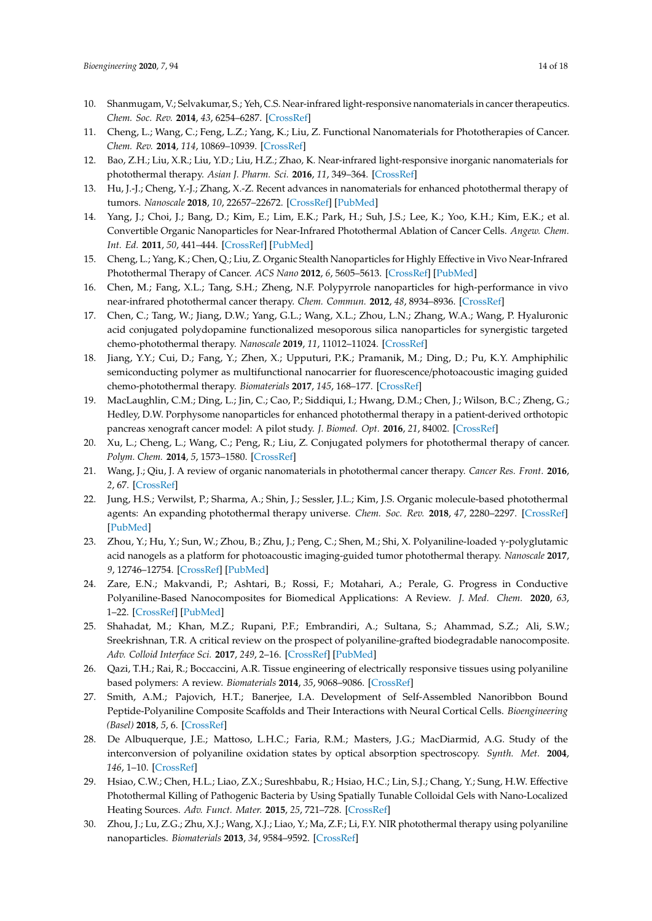10. Shanmugam, V.; Selvakumar, S.; Yeh, C.S. Near-infrared light-responsive nanomaterials in cancer therapeutics. *Chem. Soc. Rev.* **2014**, *43*, 6254–6287. [CrossRef]
11. Cheng, L.; Wang, C.; Feng, L.Z.; Yang, K.; Liu, Z. Functional Nanomaterials for Phototherapies of Cancer. *Chem. Rev.* **2014**, *114*, 10869–10939. [CrossRef]
12. Bao, Z.H.; Liu, X.R.; Liu, Y.D.; Liu, H.Z.; Zhao, K. Near-infrared light-responsive inorganic nanomaterials for photothermal therapy. *Asian J. Pharm. Sci.* **2016**, *11*, 349–364. [CrossRef]
13. Hu, J.-J.; Cheng, Y.-J.; Zhang, X.-Z. Recent advances in nanomaterials for enhanced photothermal therapy of tumors. *Nanoscale* **2018**, *10*, 22657–22672. [CrossRef] [PubMed]
14. Yang, J.; Choi, J.; Bang, D.; Kim, E.; Lim, E.K.; Park, H.; Suh, J.S.; Lee, K.; Yoo, K.H.; Kim, E.K.; et al. Convertible Organic Nanoparticles for Near-Infrared Photothermal Ablation of Cancer Cells. *Angew. Chem. Int. Ed.* **2011**, *50*, 441–444. [CrossRef] [PubMed]
15. Cheng, L.; Yang, K.; Chen, Q.; Liu, Z. Organic Stealth Nanoparticles for Highly Effective in Vivo Near-Infrared Photothermal Therapy of Cancer. *ACS Nano* **2012**, *6*, 5605–5613. [CrossRef] [PubMed]
16. Chen, M.; Fang, X.L.; Tang, S.H.; Zheng, N.F. Polypyrrole nanoparticles for high-performance in vivo near-infrared photothermal cancer therapy. *Chem. Commun.* **2012**, *48*, 8934–8936. [CrossRef]
17. Chen, C.; Tang, W.; Jiang, D.W.; Yang, G.L.; Wang, X.L.; Zhou, L.N.; Zhang, W.A.; Wang, P. Hyaluronic acid conjugated polydopamine functionalized mesoporous silica nanoparticles for synergistic targeted chemo-photothermal therapy. *Nanoscale* **2019**, *11*, 11012–11024. [CrossRef]
18. Jiang, Y.Y.; Cui, D.; Fang, Y.; Zhen, X.; Upputuri, P.K.; Pramanik, M.; Ding, D.; Pu, K.Y. Amphiphilic semiconducting polymer as multifunctional nanocarrier for fluorescence/photoacoustic imaging guided chemo-photothermal therapy. *Biomaterials* **2017**, *145*, 168–177. [CrossRef]
19. MacLaughlin, C.M.; Ding, L.; Jin, C.; Cao, P.; Siddiqui, I.; Hwang, D.M.; Chen, J.; Wilson, B.C.; Zheng, G.; Hedley, D.W. Porphysome nanoparticles for enhanced photothermal therapy in a patient-derived orthotopic pancreas xenograft cancer model: A pilot study. *J. Biomed. Opt.* **2016**, *21*, 84002. [CrossRef]
20. Xu, L.; Cheng, L.; Wang, C.; Peng, R.; Liu, Z. Conjugated polymers for photothermal therapy of cancer. *Polym. Chem.* **2014**, *5*, 1573–1580. [CrossRef]
21. Wang, J.; Qiu, J. A review of organic nanomaterials in photothermal cancer therapy. *Cancer Res. Front.* **2016**, *2*, 67. [CrossRef]
22. Jung, H.S.; Verwilst, P.; Sharma, A.; Shin, J.; Sessler, J.L.; Kim, J.S. Organic molecule-based photothermal agents: An expanding photothermal therapy universe. *Chem. Soc. Rev.* **2018**, *47*, 2280–2297. [CrossRef] [PubMed]
23. Zhou, Y.; Hu, Y.; Sun, W.; Zhou, B.; Zhu, J.; Peng, C.; Shen, M.; Shi, X. Polyaniline-loaded γ-polyglutamic acid nanogels as a platform for photoacoustic imaging-guided tumor photothermal therapy. *Nanoscale* **2017**, *9*, 12746–12754. [CrossRef] [PubMed]
24. Zare, E.N.; Makvandi, P.; Ashtari, B.; Rossi, F.; Motahari, A.; Perale, G. Progress in Conductive Polyaniline-Based Nanocomposites for Biomedical Applications: A Review. *J. Med. Chem.* **2020**, *63*, 1–22. [CrossRef] [PubMed]
25. Shahadat, M.; Khan, M.Z.; Rupani, P.F.; Embrandiri, A.; Sultana, S.; Ahammad, S.Z.; Ali, S.W.; Sreekrishnan, T.R. A critical review on the prospect of polyaniline-grafted biodegradable nanocomposite. *Adv. Colloid Interface Sci.* **2017**, *249*, 2–16. [CrossRef] [PubMed]
26. Qazi, T.H.; Rai, R.; Boccaccini, A.R. Tissue engineering of electrically responsive tissues using polyaniline based polymers: A review. *Biomaterials* **2014**, *35*, 9068–9086. [CrossRef]
27. Smith, A.M.; Pajovich, H.T.; Banerjee, I.A. Development of Self-Assembled Nanoribbon Bound Peptide-Polyaniline Composite Scaffolds and Their Interactions with Neural Cortical Cells. *Bioengineering (Basel)* **2018**, *5*, 6. [CrossRef]
28. De Albuquerque, J.E.; Mattoso, L.H.C.; Faria, R.M.; Masters, J.G.; MacDiarmid, A.G. Study of the interconversion of polyaniline oxidation states by optical absorption spectroscopy. *Synth. Met.* **2004**, *146*, 1–10. [CrossRef]
29. Hsiao, C.W.; Chen, H.L.; Liao, Z.X.; Sureshbabu, R.; Hsiao, H.C.; Lin, S.J.; Chang, Y.; Sung, H.W. Effective Photothermal Killing of Pathogenic Bacteria by Using Spatially Tunable Colloidal Gels with Nano-Localized Heating Sources. *Adv. Funct. Mater.* **2015**, *25*, 721–728. [CrossRef]
30. Zhou, J.; Lu, Z.G.; Zhu, X.J.; Wang, X.J.; Liao, Y.; Ma, Z.F.; Li, F.Y. NIR photothermal therapy using polyaniline nanoparticles. *Biomaterials* **2013**, *34*, 9584–9592. [CrossRef]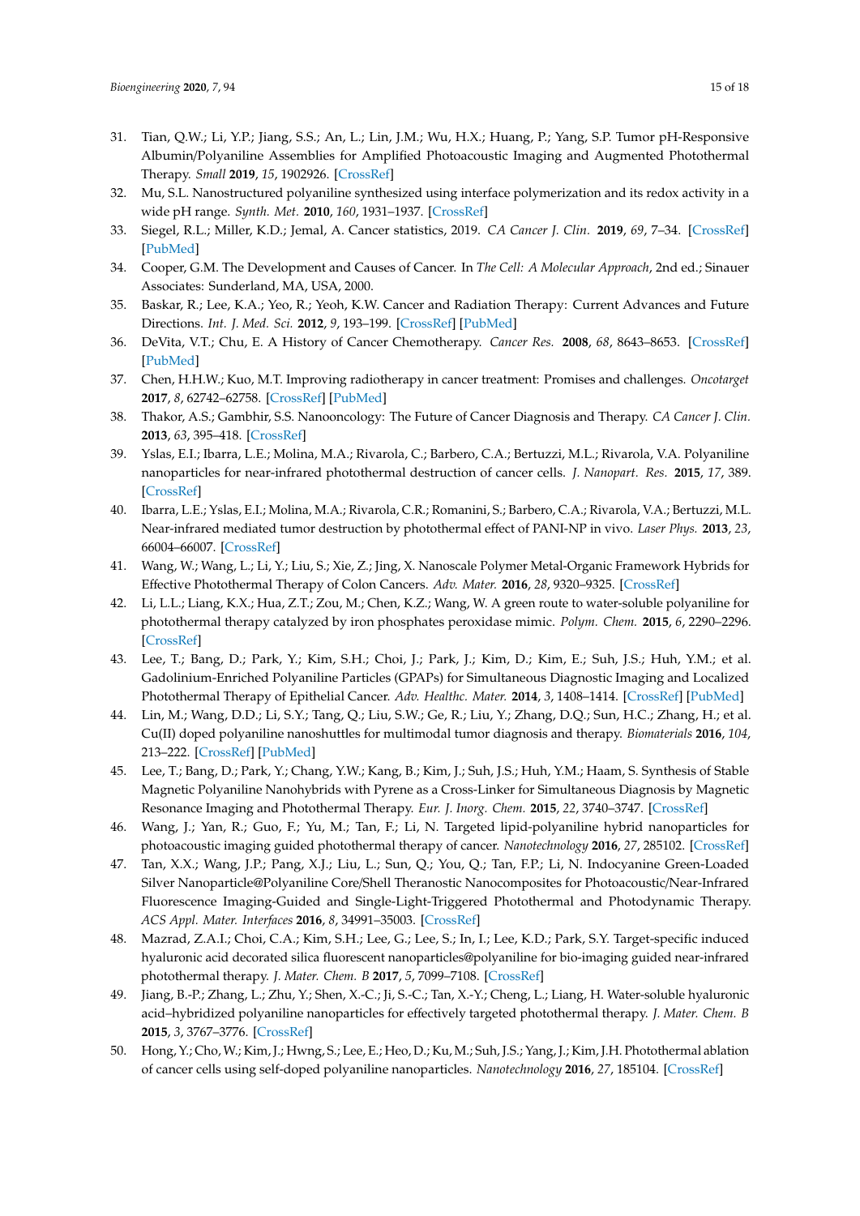31. Tian, Q.W.; Li, Y.P.; Jiang, S.S.; An, L.; Lin, J.M.; Wu, H.X.; Huang, P.; Yang, S.P. Tumor pH-Responsive Albumin/Polyaniline Assemblies for Amplified Photoacoustic Imaging and Augmented Photothermal Therapy. *Small* **2019**, *15*, 1902926. [CrossRef]
32. Mu, S.L. Nanostructured polyaniline synthesized using interface polymerization and its redox activity in a wide pH range. *Synth. Met.* **2010**, *160*, 1931–1937. [CrossRef]
33. Siegel, R.L.; Miller, K.D.; Jemal, A. Cancer statistics, 2019. *CA Cancer J. Clin.* **2019**, *69*, 7–34. [CrossRef] [PubMed]
34. Cooper, G.M. The Development and Causes of Cancer. In *The Cell: A Molecular Approach*, 2nd ed.; Sinauer Associates: Sunderland, MA, USA, 2000.
35. Baskar, R.; Lee, K.A.; Yeo, R.; Yeoh, K.W. Cancer and Radiation Therapy: Current Advances and Future Directions. *Int. J. Med. Sci.* **2012**, *9*, 193–199. [CrossRef] [PubMed]
36. DeVita, V.T.; Chu, E. A History of Cancer Chemotherapy. *Cancer Res.* **2008**, *68*, 8643–8653. [CrossRef] [PubMed]
37. Chen, H.H.W.; Kuo, M.T. Improving radiotherapy in cancer treatment: Promises and challenges. *Oncotarget* **2017**, *8*, 62742–62758. [CrossRef] [PubMed]
38. Thakor, A.S.; Gambhir, S.S. Nanooncology: The Future of Cancer Diagnosis and Therapy. *CA Cancer J. Clin.* **2013**, *63*, 395–418. [CrossRef]
39. Yslas, E.I.; Ibarra, L.E.; Molina, M.A.; Rivarola, C.; Barbero, C.A.; Bertuzzi, M.L.; Rivarola, V.A. Polyaniline nanoparticles for near-infrared photothermal destruction of cancer cells. *J. Nanopart. Res.* **2015**, *17*, 389. [CrossRef]
40. Ibarra, L.E.; Yslas, E.I.; Molina, M.A.; Rivarola, C.R.; Romanini, S.; Barbero, C.A.; Rivarola, V.A.; Bertuzzi, M.L. Near-infrared mediated tumor destruction by photothermal effect of PANI-NP in vivo. *Laser Phys.* **2013**, *23*, 66004–66007. [CrossRef]
41. Wang, W.; Wang, L.; Li, Y.; Liu, S.; Xie, Z.; Jing, X. Nanoscale Polymer Metal-Organic Framework Hybrids for Effective Photothermal Therapy of Colon Cancers. *Adv. Mater.* **2016**, *28*, 9320–9325. [CrossRef]
42. Li, L.L.; Liang, K.X.; Hua, Z.T.; Zou, M.; Chen, K.Z.; Wang, W. A green route to water-soluble polyaniline for photothermal therapy catalyzed by iron phosphates peroxidase mimic. *Polym. Chem.* **2015**, *6*, 2290–2296. [CrossRef]
43. Lee, T.; Bang, D.; Park, Y.; Kim, S.H.; Choi, J.; Park, J.; Kim, D.; Kim, E.; Suh, J.S.; Huh, Y.M.; et al. Gadolinium-Enriched Polyaniline Particles (GPAPs) for Simultaneous Diagnostic Imaging and Localized Photothermal Therapy of Epithelial Cancer. *Adv. Healthc. Mater.* **2014**, *3*, 1408–1414. [CrossRef] [PubMed]
44. Lin, M.; Wang, D.D.; Li, S.Y.; Tang, Q.; Liu, S.W.; Ge, R.; Liu, Y.; Zhang, D.Q.; Sun, H.C.; Zhang, H.; et al. Cu(II) doped polyaniline nanoshuttles for multimodal tumor diagnosis and therapy. *Biomaterials* **2016**, *104*, 213–222. [CrossRef] [PubMed]
45. Lee, T.; Bang, D.; Park, Y.; Chang, Y.W.; Kang, B.; Kim, J.; Suh, J.S.; Huh, Y.M.; Haam, S. Synthesis of Stable Magnetic Polyaniline Nanohybrids with Pyrene as a Cross-Linker for Simultaneous Diagnosis by Magnetic Resonance Imaging and Photothermal Therapy. *Eur. J. Inorg. Chem.* **2015**, *22*, 3740–3747. [CrossRef]
46. Wang, J.; Yan, R.; Guo, F.; Yu, M.; Tan, F.; Li, N. Targeted lipid-polyaniline hybrid nanoparticles for photoacoustic imaging guided photothermal therapy of cancer. *Nanotechnology* **2016**, *27*, 285102. [CrossRef]
47. Tan, X.X.; Wang, J.P.; Pang, X.J.; Liu, L.; Sun, Q.; You, Q.; Tan, F.P.; Li, N. Indocyanine Green-Loaded Silver Nanoparticle@Polyaniline Core/Shell Theranostic Nanocomposites for Photoacoustic/Near-Infrared Fluorescence Imaging-Guided and Single-Light-Triggered Photothermal and Photodynamic Therapy. *ACS Appl. Mater. Interfaces* **2016**, *8*, 34991–35003. [CrossRef]
48. Mazrad, Z.A.I.; Choi, C.A.; Kim, S.H.; Lee, G.; Lee, S.; In, I.; Lee, K.D.; Park, S.Y. Target-specific induced hyaluronic acid decorated silica fluorescent nanoparticles@polyaniline for bio-imaging guided near-infrared photothermal therapy. *J. Mater. Chem. B* **2017**, *5*, 7099–7108. [CrossRef]
49. Jiang, B.-P.; Zhang, L.; Zhu, Y.; Shen, X.-C.; Ji, S.-C.; Tan, X.-Y.; Cheng, L.; Liang, H. Water-soluble hyaluronic acid–hybridized polyaniline nanoparticles for effectively targeted photothermal therapy. *J. Mater. Chem. B* **2015**, *3*, 3767–3776. [CrossRef]
50. Hong, Y.; Cho, W.; Kim, J.; Hwng, S.; Lee, E.; Heo, D.; Ku, M.; Suh, J.S.; Yang, J.; Kim, J.H. Photothermal ablation of cancer cells using self-doped polyaniline nanoparticles. *Nanotechnology* **2016**, *27*, 185104. [CrossRef]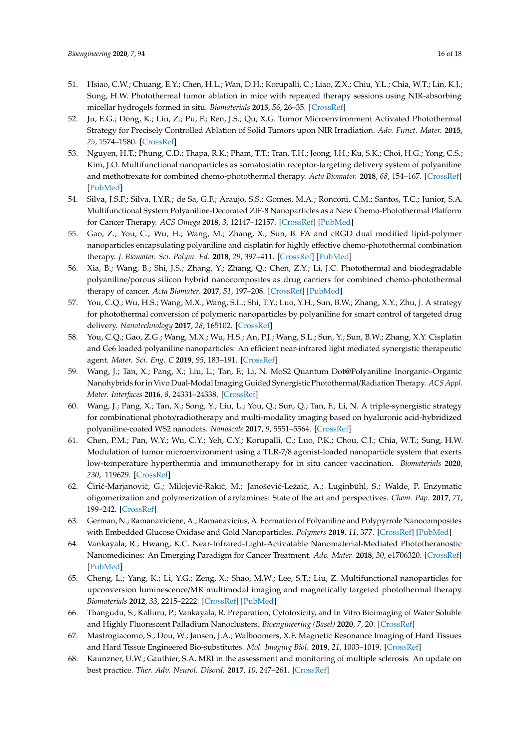51. Hsiao, C.W.; Chuang, E.Y.; Chen, H.L.; Wan, D.H.; Korupalli, C.; Liao, Z.X.; Chiu, Y.L.; Chia, W.T.; Lin, K.J.; Sung, H.W. Photothermal tumor ablation in mice with repeated therapy sessions using NIR-absorbing micellar hydrogels formed in situ. *Biomaterials* **2015**, *56*, 26–35. [CrossRef]
52. Ju, E.G.; Dong, K.; Liu, Z.; Pu, F.; Ren, J.S.; Qu, X.G. Tumor Microenvironment Activated Photothermal Strategy for Precisely Controlled Ablation of Solid Tumors upon NIR Irradiation. *Adv. Funct. Mater.* **2015**, *25*, 1574–1580. [CrossRef]
53. Nguyen, H.T.; Phung, C.D.; Thapa, R.K.; Pham, T.T.; Tran, T.H.; Jeong, J.H.; Ku, S.K.; Choi, H.G.; Yong, C.S.; Kim, J.O. Multifunctional nanoparticles as somatostatin receptor-targeting delivery system of polyaniline and methotrexate for combined chemo-photothermal therapy. *Acta Biomater.* **2018**, *68*, 154–167. [CrossRef] [PubMed]
54. Silva, J.S.F.; Silva, J.Y.R.; de Sa, G.F.; Araujo, S.S.; Gomes, M.A.; Ronconi, C.M.; Santos, T.C.; Junior, S.A. Multifunctional System Polyaniline-Decorated ZIF-8 Nanoparticles as a New Chemo-Photothermal Platform for Cancer Therapy. *ACS Omega* **2018**, *3*, 12147–12157. [CrossRef] [PubMed]
55. Gao, Z.; You, C.; Wu, H.; Wang, M.; Zhang, X.; Sun, B. FA and cRGD dual modified lipid-polymer nanoparticles encapsulating polyaniline and cisplatin for highly effective chemo-photothermal combination therapy. *J. Biomater. Sci. Polym. Ed.* **2018**, *29*, 397–411. [CrossRef] [PubMed]
56. Xia, B.; Wang, B.; Shi, J.S.; Zhang, Y.; Zhang, Q.; Chen, Z.Y.; Li, J.C. Photothermal and biodegradable polyaniline/porous silicon hybrid nanocomposites as drug carriers for combined chemo-photothermal therapy of cancer. *Acta Biomater.* **2017**, *51*, 197–208. [CrossRef] [PubMed]
57. You, C.Q.; Wu, H.S.; Wang, M.X.; Wang, S.L.; Shi, T.Y.; Luo, Y.H.; Sun, B.W.; Zhang, X.Y.; Zhu, J. A strategy for photothermal conversion of polymeric nanoparticles by polyaniline for smart control of targeted drug delivery. *Nanotechnology* **2017**, *28*, 165102. [CrossRef]
58. You, C.Q.; Gao, Z.G.; Wang, M.X.; Wu, H.S.; An, P.J.; Wang, S.L.; Sun, Y.; Sun, B.W.; Zhang, X.Y. Cisplatin and Ce6 loaded polyaniline nanoparticles: An efficient near-infrared light mediated synergistic therapeutic agent. *Mater. Sci. Eng. C* **2019**, *95*, 183–191. [CrossRef]
59. Wang, J.; Tan, X.; Pang, X.; Liu, L.; Tan, F.; Li, N. MoS2 Quantum Dot@Polyaniline Inorganic–Organic Nanohybrids for in Vivo Dual-Modal Imaging Guided Synergistic Photothermal/Radiation Therapy. *ACS Appl. Mater. Interfaces* **2016**, *8*, 24331–24338. [CrossRef]
60. Wang, J.; Pang, X.; Tan, X.; Song, Y.; Liu, L.; You, Q.; Sun, Q.; Tan, F.; Li, N. A triple-synergistic strategy for combinational photo/radiotherapy and multi-modality imaging based on hyaluronic acid-hybridized polyaniline-coated WS2 nanodots. *Nanoscale* **2017**, *9*, 5551–5564. [CrossRef]
61. Chen, P.M.; Pan, W.Y.; Wu, C.Y.; Yeh, C.Y.; Korupalli, C.; Luo, P.K.; Chou, C.J.; Chia, W.T.; Sung, H.W. Modulation of tumor microenvironment using a TLR-7/8 agonist-loaded nanoparticle system that exerts low-temperature hyperthermia and immunotherapy for in situ cancer vaccination. *Biomaterials* **2020**, *230*, 119629. [CrossRef]
62. Ćirić-Marjanović, G.; Milojević-Rakić, M.; Janošević-Ležaić, A.; Luginbühl, S.; Walde, P. Enzymatic oligomerization and polymerization of arylamines: State of the art and perspectives. *Chem. Pap.* **2017**, *71*, 199–242. [CrossRef]
63. German, N.; Ramanaviciene, A.; Ramanavicius, A. Formation of Polyaniline and Polypyrrole Nanocomposites with Embedded Glucose Oxidase and Gold Nanoparticles. *Polymers* **2019**, *11*, 377. [CrossRef] [PubMed]
64. Vankayala, R.; Hwang, K.C. Near-Infrared-Light-Activatable Nanomaterial-Mediated Phototheranostic Nanomedicines: An Emerging Paradigm for Cancer Treatment. *Adv. Mater.* **2018**, *30*, e1706320. [CrossRef] [PubMed]
65. Cheng, L.; Yang, K.; Li, Y.G.; Zeng, X.; Shao, M.W.; Lee, S.T.; Liu, Z. Multifunctional nanoparticles for upconversion luminescence/MR multimodal imaging and magnetically targeted photothermal therapy. *Biomaterials* **2012**, *33*, 2215–2222. [CrossRef] [PubMed]
66. Thangudu, S.; Kalluru, P.; Vankayala, R. Preparation, Cytotoxicity, and In Vitro Bioimaging of Water Soluble and Highly Fluorescent Palladium Nanoclusters. *Bioengineering (Basel)* **2020**, *7*, 20. [CrossRef]
67. Mastrogiacomo, S.; Dou, W.; Jansen, J.A.; Walboomers, X.F. Magnetic Resonance Imaging of Hard Tissues and Hard Tissue Engineered Bio-substitutes. *Mol. Imaging Biol.* **2019**, *21*, 1003–1019. [CrossRef]
68. Kaunzner, U.W.; Gauthier, S.A. MRI in the assessment and monitoring of multiple sclerosis: An update on best practice. *Ther. Adv. Neurol. Disord.* **2017**, *10*, 247–261. [CrossRef]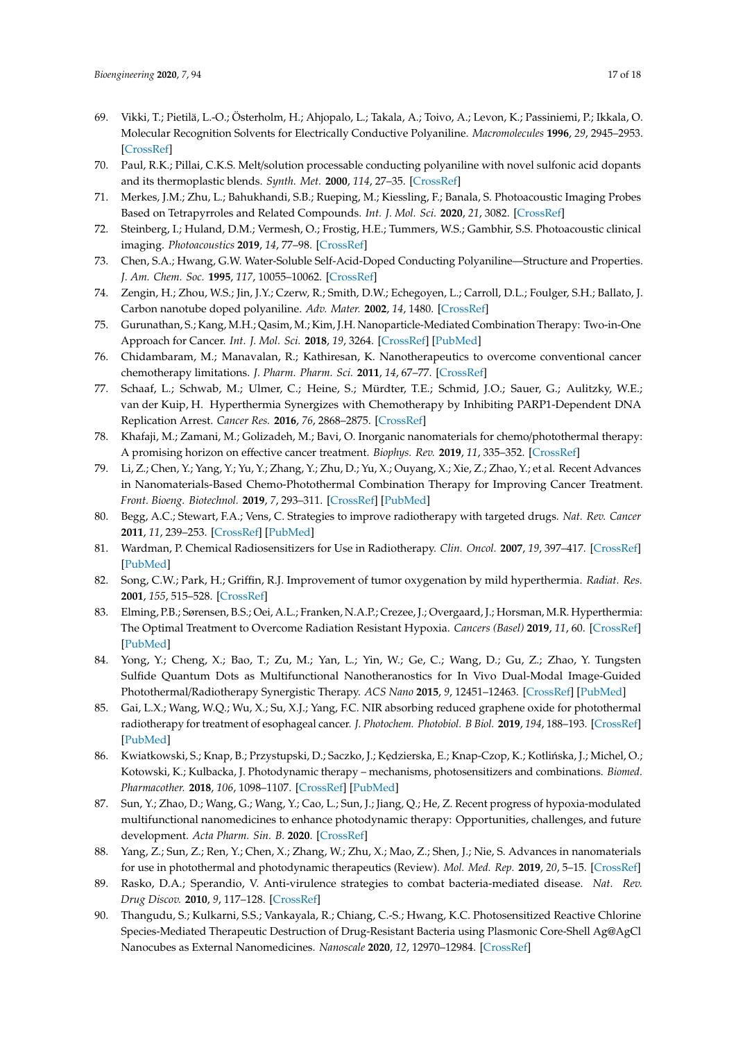69. Vikki, T.; Pietilä, L.-O.; Österholm, H.; Ahjopalo, L.; Takala, A.; Toivo, A.; Levon, K.; Passiniemi, P.; Ikkala, O. Molecular Recognition Solvents for Electrically Conductive Polyaniline. *Macromolecules* **1996**, *29*, 2945–2953. [CrossRef]
70. Paul, R.K.; Pillai, C.K.S. Melt/solution processable conducting polyaniline with novel sulfonic acid dopants and its thermoplastic blends. *Synth. Met.* **2000**, *114*, 27–35. [CrossRef]
71. Merkes, J.M.; Zhu, L.; Bahukhandi, S.B.; Rueping, M.; Kiessling, F.; Banala, S. Photoacoustic Imaging Probes Based on Tetrapyrroles and Related Compounds. *Int. J. Mol. Sci.* **2020**, *21*, 3082. [CrossRef]
72. Steinberg, I.; Huland, D.M.; Vermesh, O.; Frostig, H.E.; Tummers, W.S.; Gambhir, S.S. Photoacoustic clinical imaging. *Photoacoustics* **2019**, *14*, 77–98. [CrossRef]
73. Chen, S.A.; Hwang, G.W. Water-Soluble Self-Acid-Doped Conducting Polyaniline—Structure and Properties. *J. Am. Chem. Soc.* **1995**, *117*, 10055–10062. [CrossRef]
74. Zengin, H.; Zhou, W.S.; Jin, J.Y.; Czerw, R.; Smith, D.W.; Echegoyen, L.; Carroll, D.L.; Foulger, S.H.; Ballato, J. Carbon nanotube doped polyaniline. *Adv. Mater.* **2002**, *14*, 1480. [CrossRef]
75. Gurunathan, S.; Kang, M.H.; Qasim, M.; Kim, J.H. Nanoparticle-Mediated Combination Therapy: Two-in-One Approach for Cancer. *Int. J. Mol. Sci.* **2018**, *19*, 3264. [CrossRef] [PubMed]
76. Chidambaram, M.; Manavalan, R.; Kathiresan, K. Nanotherapeutics to overcome conventional cancer chemotherapy limitations. *J. Pharm. Pharm. Sci.* **2011**, *14*, 67–77. [CrossRef]
77. Schaaf, L.; Schwab, M.; Ulmer, C.; Heine, S.; Mürdter, T.E.; Schmid, J.O.; Sauer, G.; Aulitzky, W.E.; van der Kuip, H. Hyperthermia Synergizes with Chemotherapy by Inhibiting PARP1-Dependent DNA Replication Arrest. *Cancer Res.* **2016**, *76*, 2868–2875. [CrossRef]
78. Khafaji, M.; Zamani, M.; Golizadeh, M.; Bavi, O. Inorganic nanomaterials for chemo/photothermal therapy: A promising horizon on effective cancer treatment. *Biophys. Rev.* **2019**, *11*, 335–352. [CrossRef]
79. Li, Z.; Chen, Y.; Yang, Y.; Yu, Y.; Zhang, Y.; Zhu, D.; Yu, X.; Ouyang, X.; Xie, Z.; Zhao, Y.; et al. Recent Advances in Nanomaterials-Based Chemo-Photothermal Combination Therapy for Improving Cancer Treatment. *Front. Bioeng. Biotechnol.* **2019**, *7*, 293–311. [CrossRef] [PubMed]
80. Begg, A.C.; Stewart, F.A.; Vens, C. Strategies to improve radiotherapy with targeted drugs. *Nat. Rev. Cancer* **2011**, *11*, 239–253. [CrossRef] [PubMed]
81. Wardman, P. Chemical Radiosensitizers for Use in Radiotherapy. *Clin. Oncol.* **2007**, *19*, 397–417. [CrossRef] [PubMed]
82. Song, C.W.; Park, H.; Griffin, R.J. Improvement of tumor oxygenation by mild hyperthermia. *Radiat. Res.* **2001**, *155*, 515–528. [CrossRef]
83. Elming, P.B.; Sørensen, B.S.; Oei, A.L.; Franken, N.A.P.; Crezee, J.; Overgaard, J.; Horsman, M.R. Hyperthermia: The Optimal Treatment to Overcome Radiation Resistant Hypoxia. *Cancers (Basel)* **2019**, *11*, 60. [CrossRef] [PubMed]
84. Yong, Y.; Cheng, X.; Bao, T.; Zu, M.; Yan, L.; Yin, W.; Ge, C.; Wang, D.; Gu, Z.; Zhao, Y. Tungsten Sulfide Quantum Dots as Multifunctional Nanotheranostics for In Vivo Dual-Modal Image-Guided Photothermal/Radiotherapy Synergistic Therapy. *ACS Nano* **2015**, *9*, 12451–12463. [CrossRef] [PubMed]
85. Gai, L.X.; Wang, W.Q.; Wu, X.; Su, X.J.; Yang, F.C. NIR absorbing reduced graphene oxide for photothermal radiotherapy for treatment of esophageal cancer. *J. Photochem. Photobiol. B Biol.* **2019**, *194*, 188–193. [CrossRef] [PubMed]
86. Kwiatkowski, S.; Knap, B.; Przystupski, D.; Saczko, J.; Kędzierska, E.; Knap-Czop, K.; Kotlińska, J.; Michel, O.; Kotowski, K.; Kulbacka, J. Photodynamic therapy – mechanisms, photosensitizers and combinations. *Biomed. Pharmacother.* **2018**, *106*, 1098–1107. [CrossRef] [PubMed]
87. Sun, Y.; Zhao, D.; Wang, G.; Wang, Y.; Cao, L.; Sun, J.; Jiang, Q.; He, Z. Recent progress of hypoxia-modulated multifunctional nanomedicines to enhance photodynamic therapy: Opportunities, challenges, and future development. *Acta Pharm. Sin. B.* **2020**. [CrossRef]
88. Yang, Z.; Sun, Z.; Ren, Y.; Chen, X.; Zhang, W.; Zhu, X.; Mao, Z.; Shen, J.; Nie, S. Advances in nanomaterials for use in photothermal and photodynamic therapeutics (Review). *Mol. Med. Rep.* **2019**, *20*, 5–15. [CrossRef]
89. Rasko, D.A.; Sperandio, V. Anti-virulence strategies to combat bacteria-mediated disease. *Nat. Rev. Drug Discov.* **2010**, *9*, 117–128. [CrossRef]
90. Thangudu, S.; Kulkarni, S.S.; Vankayala, R.; Chiang, C.-S.; Hwang, K.C. Photosensitized Reactive Chlorine Species-Mediated Therapeutic Destruction of Drug-Resistant Bacteria using Plasmonic Core-Shell Ag@AgCl Nanocubes as External Nanomedicines. *Nanoscale* **2020**, *12*, 12970–12984. [CrossRef]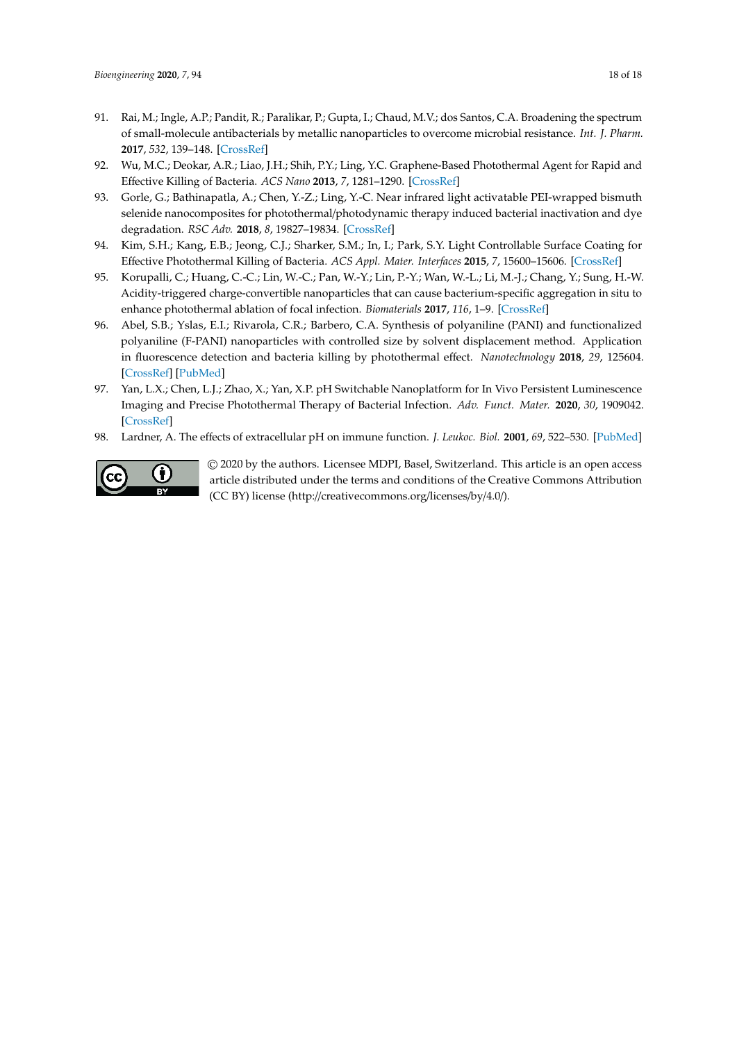91. Rai, M.; Ingle, A.P.; Pandit, R.; Paralikar, P.; Gupta, I.; Chaud, M.V.; dos Santos, C.A. Broadening the spectrum of small-molecule antibacterials by metallic nanoparticles to overcome microbial resistance. *Int. J. Pharm.* **2017**, *532*, 139–148. [CrossRef]
92. Wu, M.C.; Deokar, A.R.; Liao, J.H.; Shih, P.Y.; Ling, Y.C. Graphene-Based Photothermal Agent for Rapid and Effective Killing of Bacteria. *ACS Nano* **2013**, *7*, 1281–1290. [CrossRef]
93. Gorle, G.; Bathinapatla, A.; Chen, Y.-Z.; Ling, Y.-C. Near infrared light activatable PEI-wrapped bismuth selenide nanocomposites for photothermal/photodynamic therapy induced bacterial inactivation and dye degradation. *RSC Adv.* **2018**, *8*, 19827–19834. [CrossRef]
94. Kim, S.H.; Kang, E.B.; Jeong, C.J.; Sharker, S.M.; In, I.; Park, S.Y. Light Controllable Surface Coating for Effective Photothermal Killing of Bacteria. *ACS Appl. Mater. Interfaces* **2015**, *7*, 15600–15606. [CrossRef]
95. Korupalli, C.; Huang, C.-C.; Lin, W.-C.; Pan, W.-Y.; Lin, P.-Y.; Wan, W.-L.; Li, M.-J.; Chang, Y.; Sung, H.-W. Acidity-triggered charge-convertible nanoparticles that can cause bacterium-specific aggregation in situ to enhance photothermal ablation of focal infection. *Biomaterials* **2017**, *116*, 1–9. [CrossRef]
96. Abel, S.B.; Yslas, E.I.; Rivarola, C.R.; Barbero, C.A. Synthesis of polyaniline (PANI) and functionalized polyaniline (F-PANI) nanoparticles with controlled size by solvent displacement method. Application in fluorescence detection and bacteria killing by photothermal effect. *Nanotechnology* **2018**, *29*, 125604. [CrossRef] [PubMed]
97. Yan, L.X.; Chen, L.J.; Zhao, X.; Yan, X.P. pH Switchable Nanoplatform for In Vivo Persistent Luminescence Imaging and Precise Photothermal Therapy of Bacterial Infection. *Adv. Funct. Mater.* **2020**, *30*, 1909042. [CrossRef]
98. Lardner, A. The effects of extracellular pH on immune function. *J. Leukoc. Biol.* **2001**, *69*, 522–530. [PubMed]

© 2020 by the authors. Licensee MDPI, Basel, Switzerland. This article is an open access article distributed under the terms and conditions of the Creative Commons Attribution (CC BY) license (http://creativecommons.org/licenses/by/4.0/).